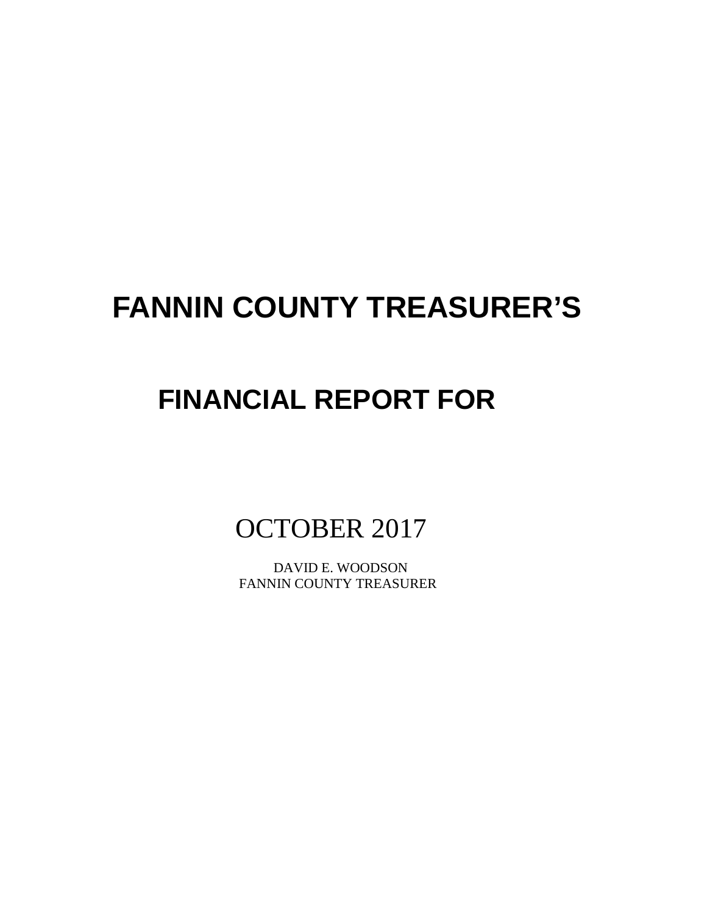# FANNIN COUNTY TREASURER'S

# FINANCIAL REPORT FOR

OCTOBER 2017

DAVID E. WOODSON
FANNIN COUNTY TREASURER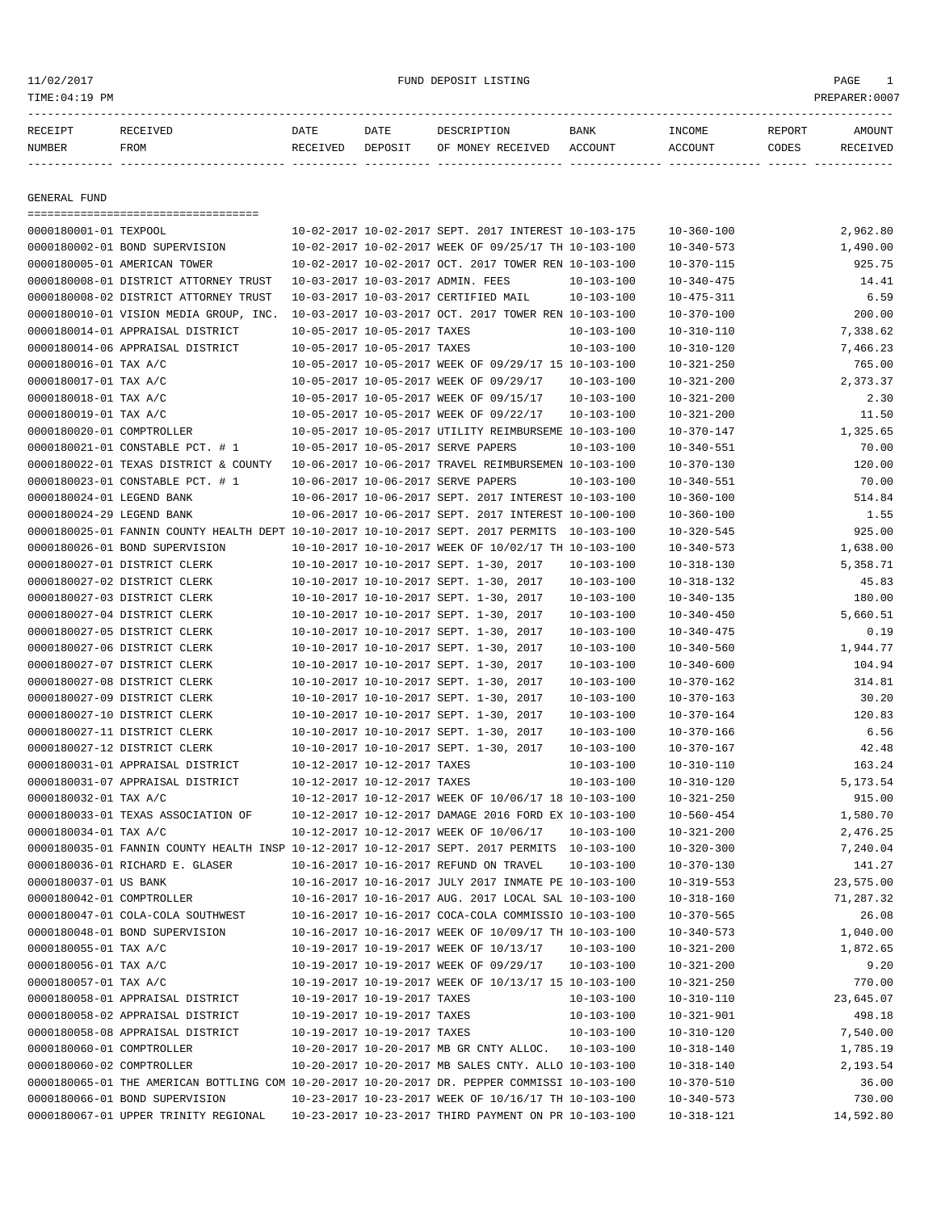| RECEIPT NUMBER | RECEIVED FROM | DATE RECEIVED | DATE DEPOSIT | DESCRIPTION OF MONEY RECEIVED | BANK ACCOUNT | INCOME ACCOUNT | REPORT CODES | AMOUNT RECEIVED |
|---|---|---|---|---|---|---|---|---|

GENERAL FUND

| RECEIPT NUMBER | RECEIVED FROM | DATE RECEIVED | DATE DEPOSIT | DESCRIPTION OF MONEY RECEIVED | BANK ACCOUNT | INCOME ACCOUNT | REPORT CODES | AMOUNT RECEIVED |
|---|---|---|---|---|---|---|---|---|
| 0000180001-01 | TEXPOOL | 10-02-2017 | 10-02-2017 | SEPT. 2017 INTEREST | 10-103-175 | 10-360-100 | | 2,962.80 |
| 0000180002-01 | BOND SUPERVISION | 10-02-2017 | 10-02-2017 | WEEK OF 09/25/17 TH | 10-103-100 | 10-340-573 | | 1,490.00 |
| 0000180005-01 | AMERICAN TOWER | 10-02-2017 | 10-02-2017 | OCT. 2017 TOWER REN | 10-103-100 | 10-370-115 | | 925.75 |
| 0000180008-01 | DISTRICT ATTORNEY TRUST | 10-03-2017 | 10-03-2017 | ADMIN. FEES | 10-103-100 | 10-340-475 | | 14.41 |
| 0000180008-02 | DISTRICT ATTORNEY TRUST | 10-03-2017 | 10-03-2017 | CERTIFIED MAIL | 10-103-100 | 10-475-311 | | 6.59 |
| 0000180010-01 | VISION MEDIA GROUP, INC. | 10-03-2017 | 10-03-2017 | OCT. 2017 TOWER REN | 10-103-100 | 10-370-100 | | 200.00 |
| 0000180014-01 | APPRAISAL DISTRICT | 10-05-2017 | 10-05-2017 | TAXES | 10-103-100 | 10-310-110 | | 7,338.62 |
| 0000180014-06 | APPRAISAL DISTRICT | 10-05-2017 | 10-05-2017 | TAXES | 10-103-100 | 10-310-120 | | 7,466.23 |
| 0000180016-01 | TAX A/C | 10-05-2017 | 10-05-2017 | WEEK OF 09/29/17 15 | 10-103-100 | 10-321-250 | | 765.00 |
| 0000180017-01 | TAX A/C | 10-05-2017 | 10-05-2017 | WEEK OF 09/29/17 | 10-103-100 | 10-321-200 | | 2,373.37 |
| 0000180018-01 | TAX A/C | 10-05-2017 | 10-05-2017 | WEEK OF 09/15/17 | 10-103-100 | 10-321-200 | | 2.30 |
| 0000180019-01 | TAX A/C | 10-05-2017 | 10-05-2017 | WEEK OF 09/22/17 | 10-103-100 | 10-321-200 | | 11.50 |
| 0000180020-01 | COMPTROLLER | 10-05-2017 | 10-05-2017 | UTILITY REIMBURSEME | 10-103-100 | 10-370-147 | | 1,325.65 |
| 0000180021-01 | CONSTABLE PCT. # 1 | 10-05-2017 | 10-05-2017 | SERVE PAPERS | 10-103-100 | 10-340-551 | | 70.00 |
| 0000180022-01 | TEXAS DISTRICT & COUNTY | 10-06-2017 | 10-06-2017 | TRAVEL REIMBURSEMEN | 10-103-100 | 10-370-130 | | 120.00 |
| 0000180023-01 | CONSTABLE PCT. # 1 | 10-06-2017 | 10-06-2017 | SERVE PAPERS | 10-103-100 | 10-340-551 | | 70.00 |
| 0000180024-01 | LEGEND BANK | 10-06-2017 | 10-06-2017 | SEPT. 2017 INTEREST | 10-103-100 | 10-360-100 | | 514.84 |
| 0000180024-29 | LEGEND BANK | 10-06-2017 | 10-06-2017 | SEPT. 2017 INTEREST | 10-100-100 | 10-360-100 | | 1.55 |
| 0000180025-01 | FANNIN COUNTY HEALTH DEPT | 10-10-2017 | 10-10-2017 | SEPT. 2017 PERMITS | 10-103-100 | 10-320-545 | | 925.00 |
| 0000180026-01 | BOND SUPERVISION | 10-10-2017 | 10-10-2017 | WEEK OF 10/02/17 TH | 10-103-100 | 10-340-573 | | 1,638.00 |
| 0000180027-01 | DISTRICT CLERK | 10-10-2017 | 10-10-2017 | SEPT. 1-30, 2017 | 10-103-100 | 10-318-130 | | 5,358.71 |
| 0000180027-02 | DISTRICT CLERK | 10-10-2017 | 10-10-2017 | SEPT. 1-30, 2017 | 10-103-100 | 10-318-132 | | 45.83 |
| 0000180027-03 | DISTRICT CLERK | 10-10-2017 | 10-10-2017 | SEPT. 1-30, 2017 | 10-103-100 | 10-340-135 | | 180.00 |
| 0000180027-04 | DISTRICT CLERK | 10-10-2017 | 10-10-2017 | SEPT. 1-30, 2017 | 10-103-100 | 10-340-450 | | 5,660.51 |
| 0000180027-05 | DISTRICT CLERK | 10-10-2017 | 10-10-2017 | SEPT. 1-30, 2017 | 10-103-100 | 10-340-475 | | 0.19 |
| 0000180027-06 | DISTRICT CLERK | 10-10-2017 | 10-10-2017 | SEPT. 1-30, 2017 | 10-103-100 | 10-340-560 | | 1,944.77 |
| 0000180027-07 | DISTRICT CLERK | 10-10-2017 | 10-10-2017 | SEPT. 1-30, 2017 | 10-103-100 | 10-340-600 | | 104.94 |
| 0000180027-08 | DISTRICT CLERK | 10-10-2017 | 10-10-2017 | SEPT. 1-30, 2017 | 10-103-100 | 10-370-162 | | 314.81 |
| 0000180027-09 | DISTRICT CLERK | 10-10-2017 | 10-10-2017 | SEPT. 1-30, 2017 | 10-103-100 | 10-370-163 | | 30.20 |
| 0000180027-10 | DISTRICT CLERK | 10-10-2017 | 10-10-2017 | SEPT. 1-30, 2017 | 10-103-100 | 10-370-164 | | 120.83 |
| 0000180027-11 | DISTRICT CLERK | 10-10-2017 | 10-10-2017 | SEPT. 1-30, 2017 | 10-103-100 | 10-370-166 | | 6.56 |
| 0000180027-12 | DISTRICT CLERK | 10-10-2017 | 10-10-2017 | SEPT. 1-30, 2017 | 10-103-100 | 10-370-167 | | 42.48 |
| 0000180031-01 | APPRAISAL DISTRICT | 10-12-2017 | 10-12-2017 | TAXES | 10-103-100 | 10-310-110 | | 163.24 |
| 0000180031-07 | APPRAISAL DISTRICT | 10-12-2017 | 10-12-2017 | TAXES | 10-103-100 | 10-310-120 | | 5,173.54 |
| 0000180032-01 | TAX A/C | 10-12-2017 | 10-12-2017 | WEEK OF 10/06/17 18 | 10-103-100 | 10-321-250 | | 915.00 |
| 0000180033-01 | TEXAS ASSOCIATION OF | 10-12-2017 | 10-12-2017 | DAMAGE 2016 FORD EX | 10-103-100 | 10-560-454 | | 1,580.70 |
| 0000180034-01 | TAX A/C | 10-12-2017 | 10-12-2017 | WEEK OF 10/06/17 | 10-103-100 | 10-321-200 | | 2,476.25 |
| 0000180035-01 | FANNIN COUNTY HEALTH INSP | 10-12-2017 | 10-12-2017 | SEPT. 2017 PERMITS | 10-103-100 | 10-320-300 | | 7,240.04 |
| 0000180036-01 | RICHARD E. GLASER | 10-16-2017 | 10-16-2017 | REFUND ON TRAVEL | 10-103-100 | 10-370-130 | | 141.27 |
| 0000180037-01 | US BANK | 10-16-2017 | 10-16-2017 | JULY 2017 INMATE PE | 10-103-100 | 10-319-553 | | 23,575.00 |
| 0000180042-01 | COMPTROLLER | 10-16-2017 | 10-16-2017 | AUG. 2017 LOCAL SAL | 10-103-100 | 10-318-160 | | 71,287.32 |
| 0000180047-01 | COLA-COLA SOUTHWEST | 10-16-2017 | 10-16-2017 | COCA-COLA COMMISSIO | 10-103-100 | 10-370-565 | | 26.08 |
| 0000180048-01 | BOND SUPERVISION | 10-16-2017 | 10-16-2017 | WEEK OF 10/09/17 TH | 10-103-100 | 10-340-573 | | 1,040.00 |
| 0000180055-01 | TAX A/C | 10-19-2017 | 10-19-2017 | WEEK OF 10/13/17 | 10-103-100 | 10-321-200 | | 1,872.65 |
| 0000180056-01 | TAX A/C | 10-19-2017 | 10-19-2017 | WEEK OF 09/29/17 | 10-103-100 | 10-321-200 | | 9.20 |
| 0000180057-01 | TAX A/C | 10-19-2017 | 10-19-2017 | WEEK OF 10/13/17 15 | 10-103-100 | 10-321-250 | | 770.00 |
| 0000180058-01 | APPRAISAL DISTRICT | 10-19-2017 | 10-19-2017 | TAXES | 10-103-100 | 10-310-110 | | 23,645.07 |
| 0000180058-02 | APPRAISAL DISTRICT | 10-19-2017 | 10-19-2017 | TAXES | 10-103-100 | 10-321-901 | | 498.18 |
| 0000180058-08 | APPRAISAL DISTRICT | 10-19-2017 | 10-19-2017 | TAXES | 10-103-100 | 10-310-120 | | 7,540.00 |
| 0000180060-01 | COMPTROLLER | 10-20-2017 | 10-20-2017 | MB GR CNTY ALLOC. | 10-103-100 | 10-318-140 | | 1,785.19 |
| 0000180060-02 | COMPTROLLER | 10-20-2017 | 10-20-2017 | MB SALES CNTY. ALLO | 10-103-100 | 10-318-140 | | 2,193.54 |
| 0000180065-01 | THE AMERICAN BOTTLING COM | 10-20-2017 | 10-20-2017 | DR. PEPPER COMMISSI | 10-103-100 | 10-370-510 | | 36.00 |
| 0000180066-01 | BOND SUPERVISION | 10-23-2017 | 10-23-2017 | WEEK OF 10/16/17 TH | 10-103-100 | 10-340-573 | | 730.00 |
| 0000180067-01 | UPPER TRINITY REGIONAL | 10-23-2017 | 10-23-2017 | THIRD PAYMENT ON PR | 10-103-100 | 10-318-121 | | 14,592.80 |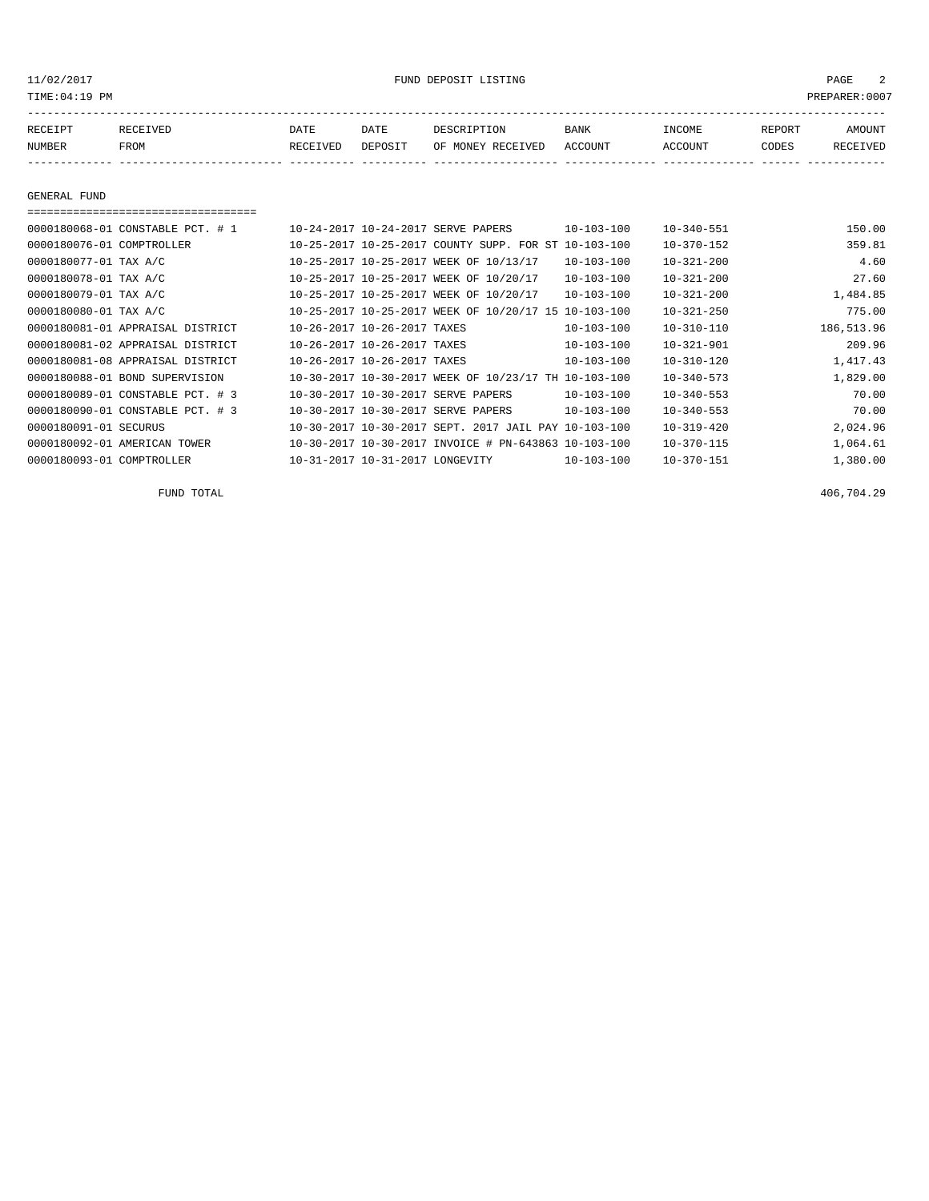FUND DEPOSIT LISTING

| RECEIPT NUMBER | RECEIVED FROM | DATE RECEIVED | DATE DEPOSIT | DESCRIPTION OF MONEY RECEIVED | BANK ACCOUNT | INCOME ACCOUNT | REPORT CODES | AMOUNT RECEIVED |
|---|---|---|---|---|---|---|---|---|

## GENERAL FUND

| RECEIPT NUMBER | RECEIVED FROM | DATE RECEIVED | DATE DEPOSIT | DESCRIPTION OF MONEY RECEIVED | BANK ACCOUNT | INCOME ACCOUNT | REPORT CODES | AMOUNT RECEIVED |
|---|---|---|---|---|---|---|---|---|
| 0000180068-01 | CONSTABLE PCT. # 1 | 10-24-2017 | 10-24-2017 | SERVE PAPERS | 10-103-100 | 10-340-551 | | 150.00 |
| 0000180076-01 | COMPTROLLER | 10-25-2017 | 10-25-2017 | COUNTY SUPP. FOR ST | 10-103-100 | 10-370-152 | | 359.81 |
| 0000180077-01 | TAX A/C | 10-25-2017 | 10-25-2017 | WEEK OF 10/13/17 | 10-103-100 | 10-321-200 | | 4.60 |
| 0000180078-01 | TAX A/C | 10-25-2017 | 10-25-2017 | WEEK OF 10/20/17 | 10-103-100 | 10-321-200 | | 27.60 |
| 0000180079-01 | TAX A/C | 10-25-2017 | 10-25-2017 | WEEK OF 10/20/17 | 10-103-100 | 10-321-200 | | 1,484.85 |
| 0000180080-01 | TAX A/C | 10-25-2017 | 10-25-2017 | WEEK OF 10/20/17 15 | 10-103-100 | 10-321-250 | | 775.00 |
| 0000180081-01 | APPRAISAL DISTRICT | 10-26-2017 | 10-26-2017 | TAXES | 10-103-100 | 10-310-110 | | 186,513.96 |
| 0000180081-02 | APPRAISAL DISTRICT | 10-26-2017 | 10-26-2017 | TAXES | 10-103-100 | 10-321-901 | | 209.96 |
| 0000180081-08 | APPRAISAL DISTRICT | 10-26-2017 | 10-26-2017 | TAXES | 10-103-100 | 10-310-120 | | 1,417.43 |
| 0000180088-01 | BOND SUPERVISION | 10-30-2017 | 10-30-2017 | WEEK OF 10/23/17 TH | 10-103-100 | 10-340-573 | | 1,829.00 |
| 0000180089-01 | CONSTABLE PCT. # 3 | 10-30-2017 | 10-30-2017 | SERVE PAPERS | 10-103-100 | 10-340-553 | | 70.00 |
| 0000180090-01 | CONSTABLE PCT. # 3 | 10-30-2017 | 10-30-2017 | SERVE PAPERS | 10-103-100 | 10-340-553 | | 70.00 |
| 0000180091-01 | SECURUS | 10-30-2017 | 10-30-2017 | SEPT. 2017 JAIL PAY | 10-103-100 | 10-319-420 | | 2,024.96 |
| 0000180092-01 | AMERICAN TOWER | 10-30-2017 | 10-30-2017 | INVOICE # PN-643863 | 10-103-100 | 10-370-115 | | 1,064.61 |
| 0000180093-01 | COMPTROLLER | 10-31-2017 | 10-31-2017 | LONGEVITY | 10-103-100 | 10-370-151 | | 1,380.00 |
| | FUND TOTAL | | | | | | | 406,704.29 |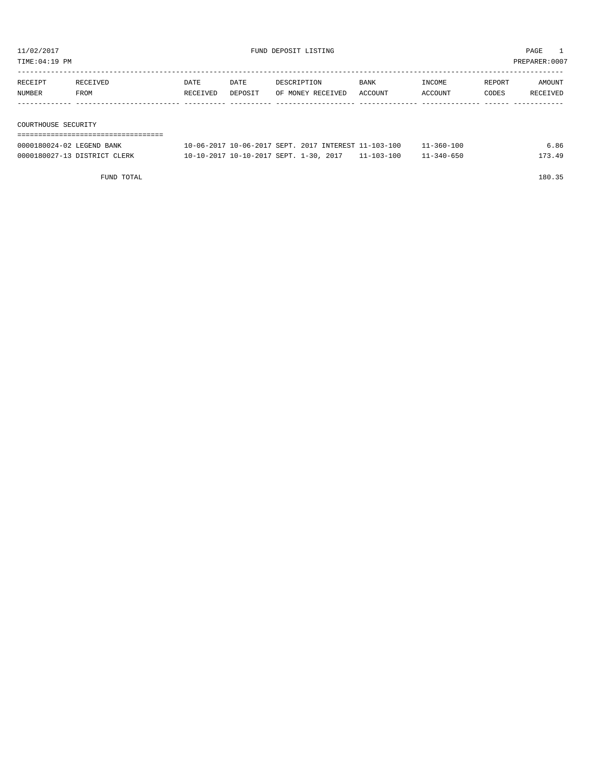11/02/2017 FUND DEPOSIT LISTING PAGE 1

TIME:04:19 PM PREPARER:0007

| RECEIPT NUMBER | RECEIVED FROM | DATE RECEIVED | DATE DEPOSIT | DESCRIPTION OF MONEY RECEIVED | BANK ACCOUNT | INCOME ACCOUNT | REPORT CODES | AMOUNT RECEIVED |
|---|---|---|---|---|---|---|---|---|
| **COURTHOUSE SECURITY** | | | | | | | | |
| 0000180024-02 | LEGEND BANK | 10-06-2017 | 10-06-2017 | SEPT. 2017 INTEREST | 11-103-100 | 11-360-100 | | 6.86 |
| 0000180027-13 | DISTRICT CLERK | 10-10-2017 | 10-10-2017 | SEPT. 1-30, 2017 | 11-103-100 | 11-340-650 | | 173.49 |
| | FUND TOTAL | | | | | | | 180.35 |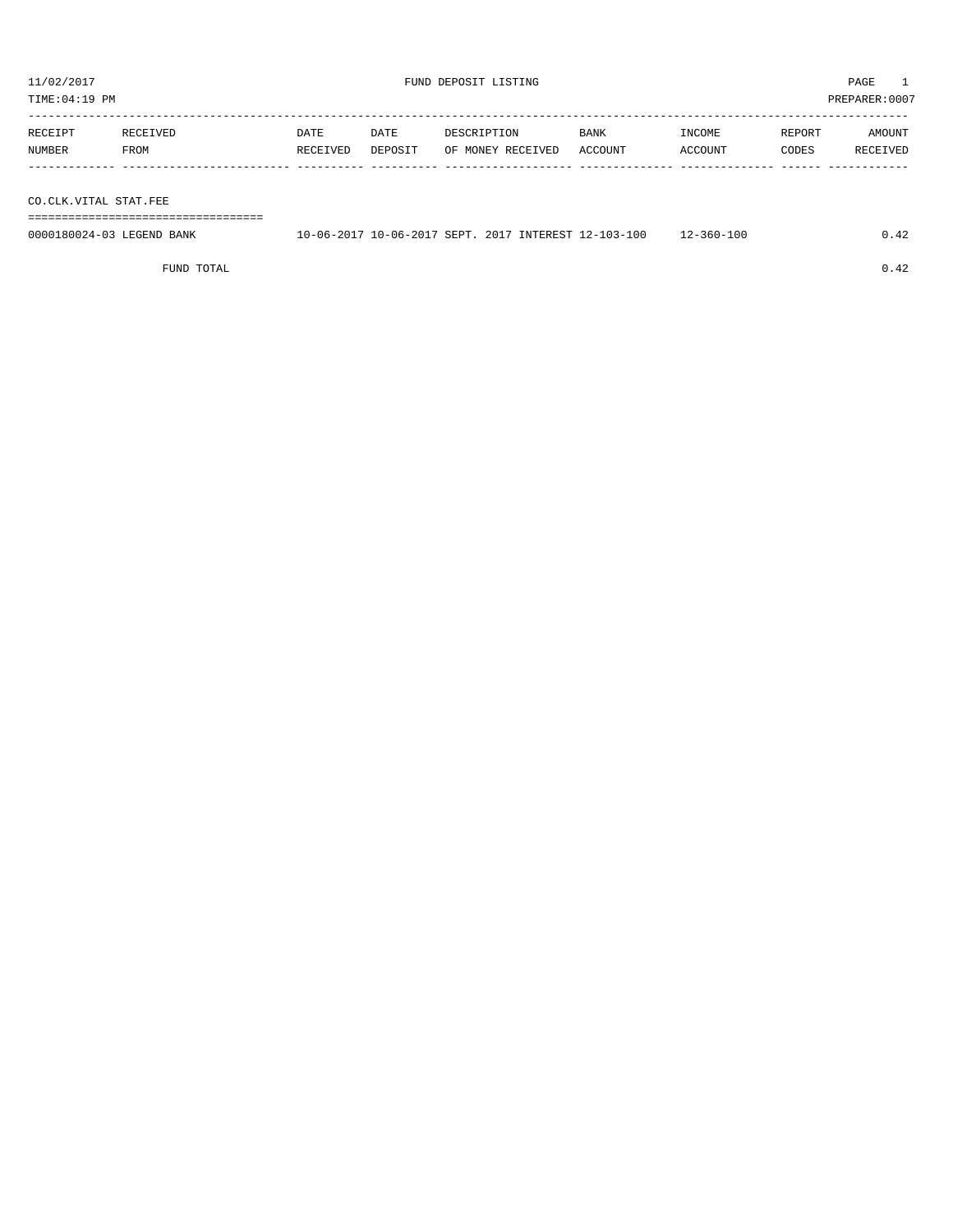11/02/2017 FUND DEPOSIT LISTING PAGE 1

TIME:04:19 PM PREPARER:0007

| RECEIPT NUMBER | RECEIVED FROM | DATE RECEIVED | DATE DEPOSIT | DESCRIPTION OF MONEY RECEIVED | BANK ACCOUNT | INCOME ACCOUNT | REPORT CODES | AMOUNT RECEIVED |
|---|---|---|---|---|---|---|---|---|
| CO.CLK.VITAL STAT.FEE | | | | | | | | |
| 0000180024-03 | LEGEND BANK | 10-06-2017 | 10-06-2017 | SEPT. 2017 INTEREST | 12-103-100 | 12-360-100 | | 0.42 |
| | FUND TOTAL | | | | | | | 0.42 |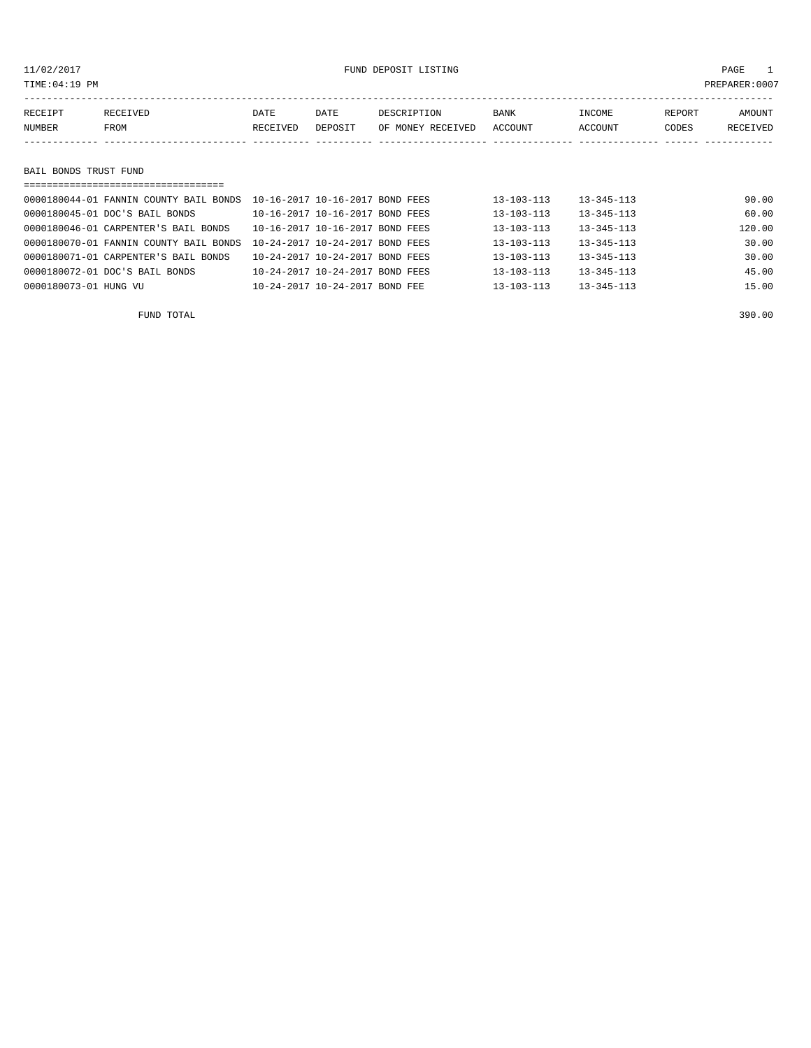11/02/2017 FUND DEPOSIT LISTING

TIME:04:19 PM PREPARER:0007

## BAIL BONDS TRUST FUND

| RECEIPT NUMBER | RECEIVED FROM | DATE RECEIVED | DATE DEPOSIT | DESCRIPTION OF MONEY RECEIVED | BANK ACCOUNT | INCOME ACCOUNT | REPORT CODES | AMOUNT RECEIVED |
|---|---|---|---|---|---|---|---|---|
| 0000180044-01 | FANNIN COUNTY BAIL BONDS | 10-16-2017 | 10-16-2017 | BOND FEES | 13-103-113 | 13-345-113 | | 90.00 |
| 0000180045-01 | DOC'S BAIL BONDS | 10-16-2017 | 10-16-2017 | BOND FEES | 13-103-113 | 13-345-113 | | 60.00 |
| 0000180046-01 | CARPENTER'S BAIL BONDS | 10-16-2017 | 10-16-2017 | BOND FEES | 13-103-113 | 13-345-113 | | 120.00 |
| 0000180070-01 | FANNIN COUNTY BAIL BONDS | 10-24-2017 | 10-24-2017 | BOND FEES | 13-103-113 | 13-345-113 | | 30.00 |
| 0000180071-01 | CARPENTER'S BAIL BONDS | 10-24-2017 | 10-24-2017 | BOND FEES | 13-103-113 | 13-345-113 | | 30.00 |
| 0000180072-01 | DOC'S BAIL BONDS | 10-24-2017 | 10-24-2017 | BOND FEES | 13-103-113 | 13-345-113 | | 45.00 |
| 0000180073-01 | HUNG VU | 10-24-2017 | 10-24-2017 | BOND FEE | 13-103-113 | 13-345-113 | | 15.00 |
| | FUND TOTAL | | | | | | | 390.00 |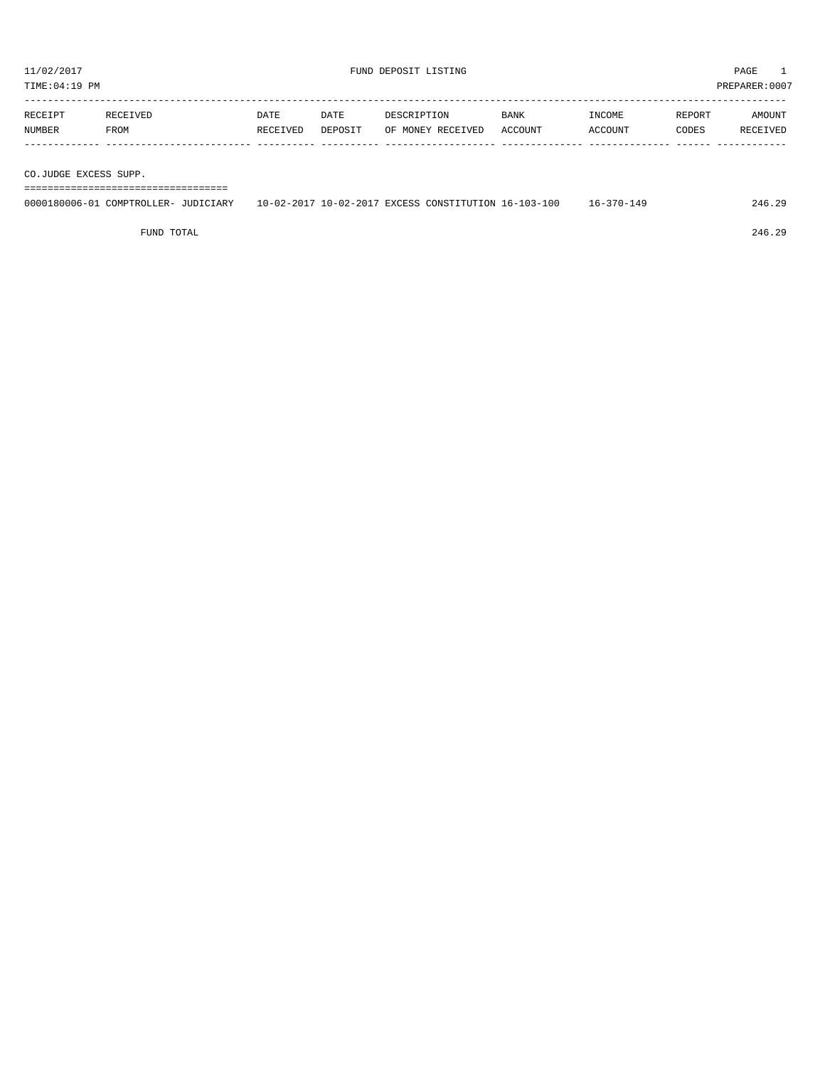11/02/2017 FUND DEPOSIT LISTING

TIME:04:19 PM PREPARER:0007

| RECEIPT NUMBER | RECEIVED FROM | DATE RECEIVED | DATE DEPOSIT | DESCRIPTION OF MONEY RECEIVED | BANK ACCOUNT | INCOME ACCOUNT | REPORT CODES | AMOUNT RECEIVED |
|---|---|---|---|---|---|---|---|---|
| **CO.JUDGE EXCESS SUPP.** | | | | | | | | |
| 0000180006-01 | COMPTROLLER- JUDICIARY | 10-02-2017 | 10-02-2017 | EXCESS CONSTITUTION | 16-103-100 | 16-370-149 | | 246.29 |
| | FUND TOTAL | | | | | | | 246.29 |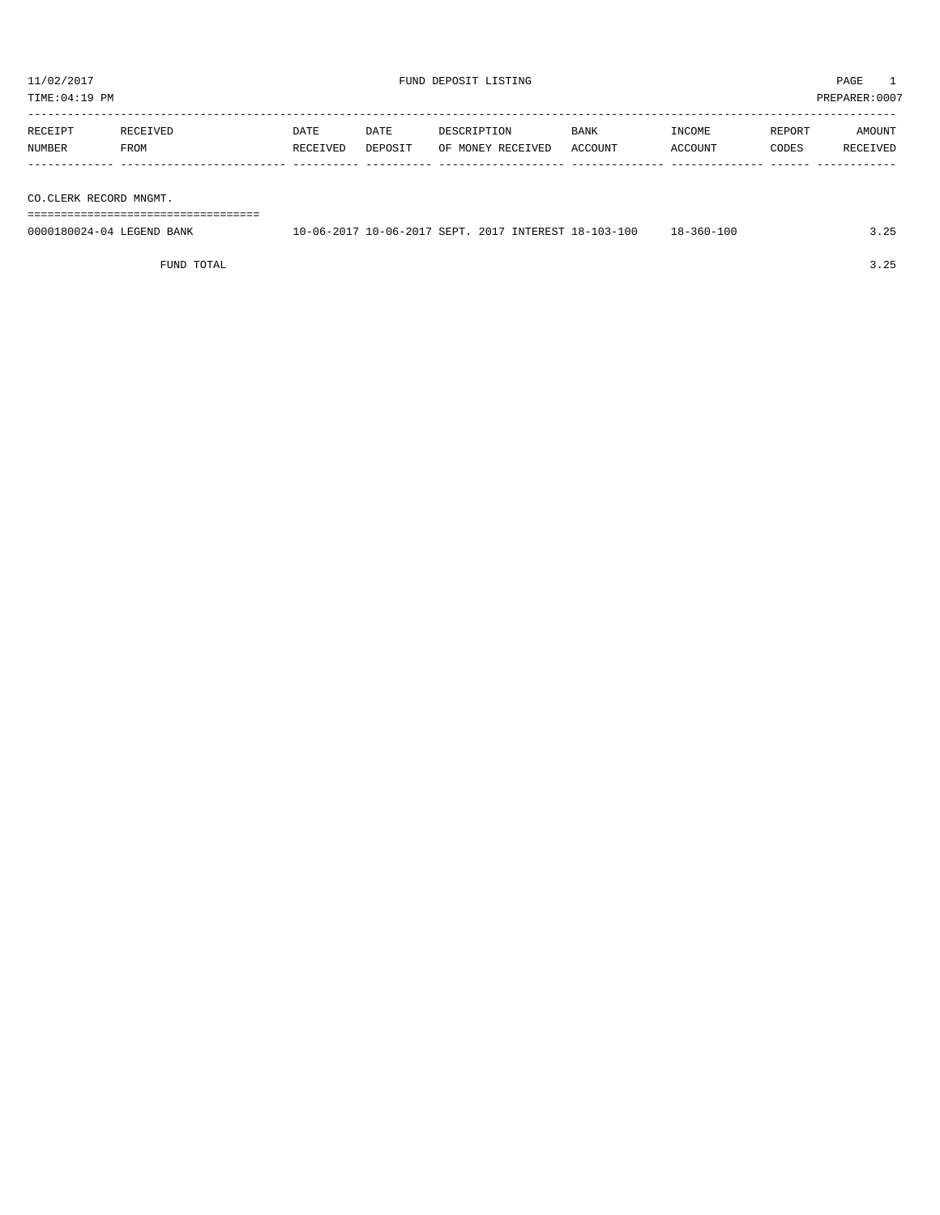11/02/2017 FUND DEPOSIT LISTING

TIME:04:19 PM PREPARER:0007

| RECEIPT NUMBER | RECEIVED FROM | DATE RECEIVED | DATE DEPOSIT | DESCRIPTION OF MONEY RECEIVED | BANK ACCOUNT | INCOME ACCOUNT | REPORT CODES | AMOUNT RECEIVED |
|---|---|---|---|---|---|---|---|---|
| CO.CLERK RECORD MNGMT. | | | | | | | | |
| 0000180024-04 | LEGEND BANK | 10-06-2017 | 10-06-2017 | SEPT. 2017 INTEREST | 18-103-100 | 18-360-100 | | 3.25 |
| | FUND TOTAL | | | | | | | 3.25 |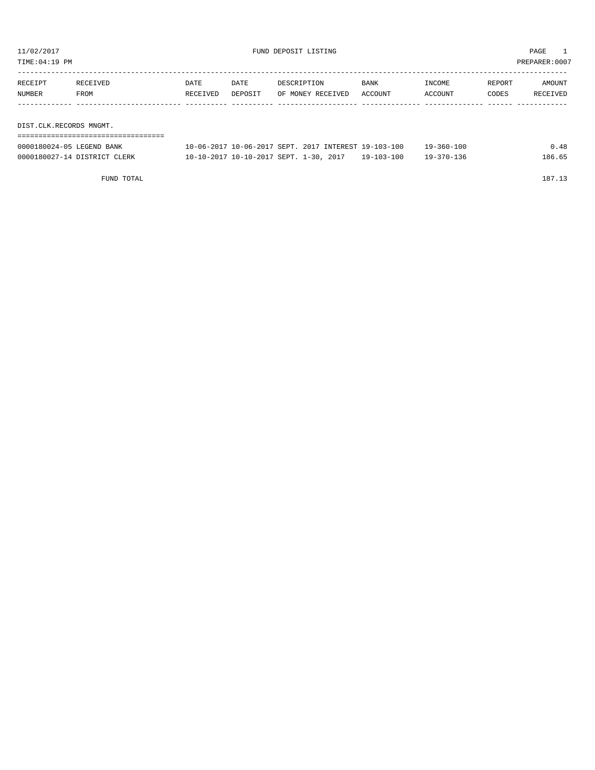11/02/2017 FUND DEPOSIT LISTING

TIME:04:19 PM PREPARER:0007

| RECEIPT NUMBER | RECEIVED FROM | DATE RECEIVED | DATE DEPOSIT | DESCRIPTION OF MONEY RECEIVED | BANK ACCOUNT | INCOME ACCOUNT | REPORT CODES | AMOUNT RECEIVED |
|---|---|---|---|---|---|---|---|---|

## DIST.CLK.RECORDS MNGMT.

| RECEIPT NUMBER | RECEIVED FROM | DATE RECEIVED | DATE DEPOSIT | DESCRIPTION OF MONEY RECEIVED | BANK ACCOUNT | INCOME ACCOUNT | REPORT CODES | AMOUNT RECEIVED |
|---|---|---|---|---|---|---|---|---|
| 0000180024-05 | LEGEND BANK | 10-06-2017 | 10-06-2017 | SEPT. 2017 INTEREST | 19-103-100 | 19-360-100 | | 0.48 |
| 0000180027-14 | DISTRICT CLERK | 10-10-2017 | 10-10-2017 | SEPT. 1-30, 2017 | 19-103-100 | 19-370-136 | | 186.65 |
| | FUND TOTAL | | | | | | | 187.13 |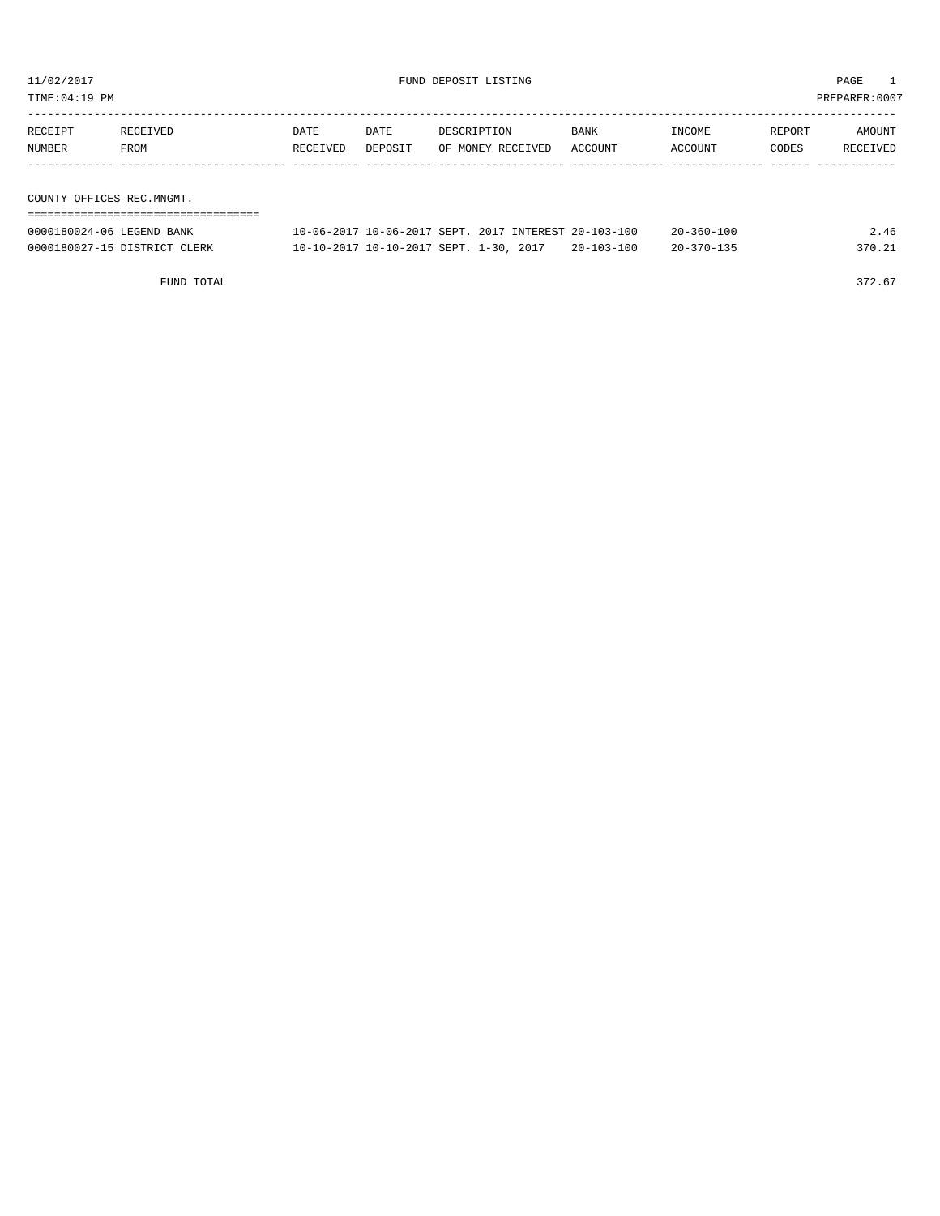11/02/2017 FUND DEPOSIT LISTING PAGE 1

TIME:04:19 PM PREPARER:0007

| RECEIPT NUMBER | RECEIVED FROM | DATE RECEIVED | DATE DEPOSIT | DESCRIPTION OF MONEY RECEIVED | BANK ACCOUNT | INCOME ACCOUNT | REPORT CODES | AMOUNT RECEIVED |
|---|---|---|---|---|---|---|---|---|
| **COUNTY OFFICES REC.MNGMT.** | | | | | | | | |
| 0000180024-06 | LEGEND BANK | 10-06-2017 | 10-06-2017 | SEPT. 2017 INTEREST | 20-103-100 | 20-360-100 | | 2.46 |
| 0000180027-15 | DISTRICT CLERK | 10-10-2017 | 10-10-2017 | SEPT. 1-30, 2017 | 20-103-100 | 20-370-135 | | 370.21 |
| | FUND TOTAL | | | | | | | 372.67 |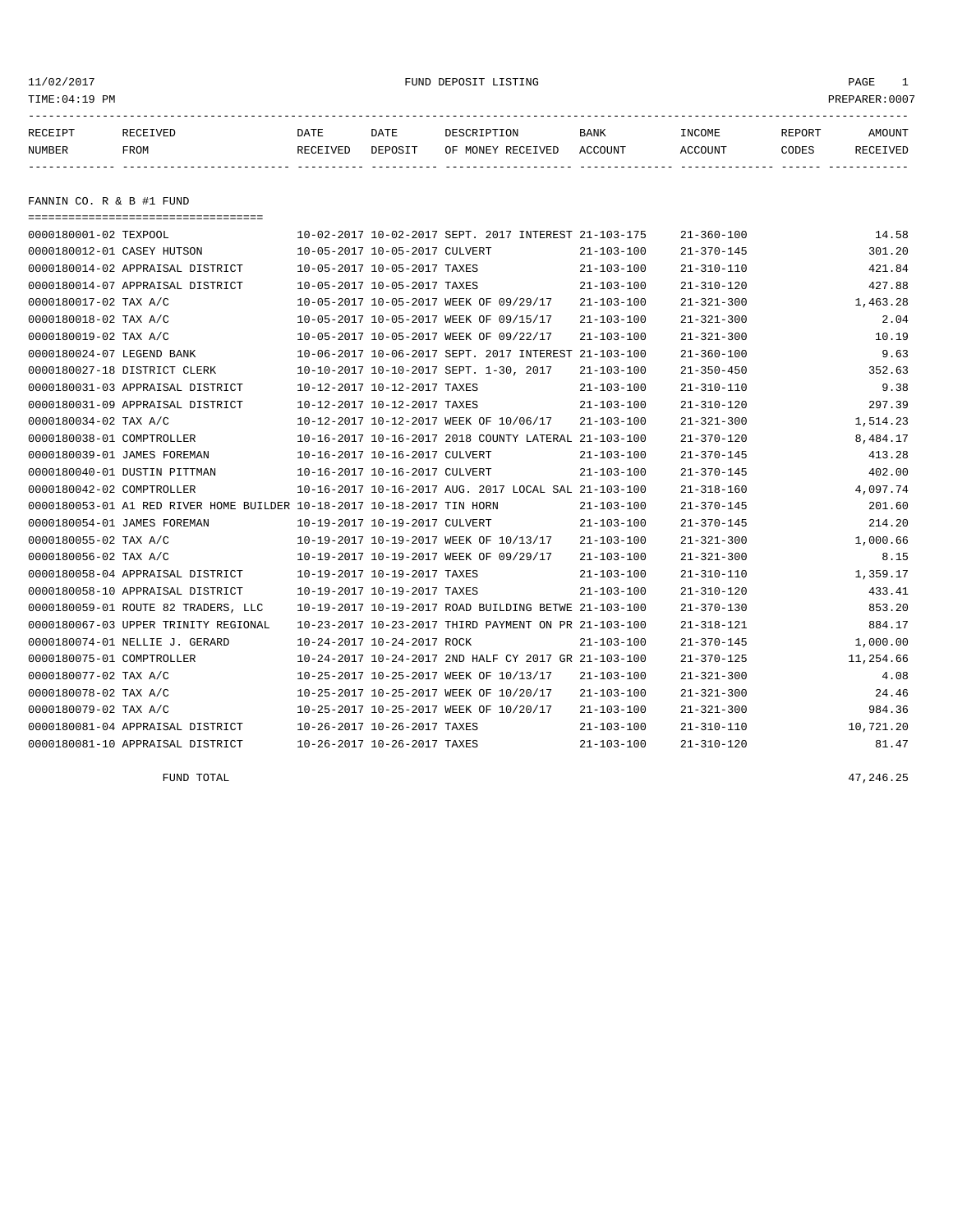11/02/2017 FUND DEPOSIT LISTING

TIME:04:19 PM PREPARER:0007

| RECEIPT NUMBER | RECEIVED FROM | DATE RECEIVED | DATE DEPOSIT | DESCRIPTION OF MONEY RECEIVED | BANK ACCOUNT | INCOME ACCOUNT | REPORT CODES | AMOUNT RECEIVED |
|---|---|---|---|---|---|---|---|---|

## FANNIN CO. R & B #1 FUND

| RECEIPT NUMBER | RECEIVED FROM | DATE RECEIVED | DATE DEPOSIT | DESCRIPTION OF MONEY RECEIVED | BANK ACCOUNT | INCOME ACCOUNT | REPORT CODES | AMOUNT RECEIVED |
|---|---|---|---|---|---|---|---|---|
| 0000180001-02 | TEXPOOL | 10-02-2017 | 10-02-2017 | SEPT. 2017 INTEREST | 21-103-175 | 21-360-100 | | 14.58 |
| 0000180012-01 | CASEY HUTSON | 10-05-2017 | 10-05-2017 | CULVERT | 21-103-100 | 21-370-145 | | 301.20 |
| 0000180014-02 | APPRAISAL DISTRICT | 10-05-2017 | 10-05-2017 | TAXES | 21-103-100 | 21-310-110 | | 421.84 |
| 0000180014-07 | APPRAISAL DISTRICT | 10-05-2017 | 10-05-2017 | TAXES | 21-103-100 | 21-310-120 | | 427.88 |
| 0000180017-02 | TAX A/C | 10-05-2017 | 10-05-2017 | WEEK OF 09/29/17 | 21-103-100 | 21-321-300 | | 1,463.28 |
| 0000180018-02 | TAX A/C | 10-05-2017 | 10-05-2017 | WEEK OF 09/15/17 | 21-103-100 | 21-321-300 | | 2.04 |
| 0000180019-02 | TAX A/C | 10-05-2017 | 10-05-2017 | WEEK OF 09/22/17 | 21-103-100 | 21-321-300 | | 10.19 |
| 0000180024-07 | LEGEND BANK | 10-06-2017 | 10-06-2017 | SEPT. 2017 INTEREST | 21-103-100 | 21-360-100 | | 9.63 |
| 0000180027-18 | DISTRICT CLERK | 10-10-2017 | 10-10-2017 | SEPT. 1-30, 2017 | 21-103-100 | 21-350-450 | | 352.63 |
| 0000180031-03 | APPRAISAL DISTRICT | 10-12-2017 | 10-12-2017 | TAXES | 21-103-100 | 21-310-110 | | 9.38 |
| 0000180031-09 | APPRAISAL DISTRICT | 10-12-2017 | 10-12-2017 | TAXES | 21-103-100 | 21-310-120 | | 297.39 |
| 0000180034-02 | TAX A/C | 10-12-2017 | 10-12-2017 | WEEK OF 10/06/17 | 21-103-100 | 21-321-300 | | 1,514.23 |
| 0000180038-01 | COMPTROLLER | 10-16-2017 | 10-16-2017 | 2018 COUNTY LATERAL | 21-103-100 | 21-370-120 | | 8,484.17 |
| 0000180039-01 | JAMES FOREMAN | 10-16-2017 | 10-16-2017 | CULVERT | 21-103-100 | 21-370-145 | | 413.28 |
| 0000180040-01 | DUSTIN PITTMAN | 10-16-2017 | 10-16-2017 | CULVERT | 21-103-100 | 21-370-145 | | 402.00 |
| 0000180042-02 | COMPTROLLER | 10-16-2017 | 10-16-2017 | AUG. 2017 LOCAL SAL | 21-103-100 | 21-318-160 | | 4,097.74 |
| 0000180053-01 | A1 RED RIVER HOME BUILDER | 10-18-2017 | 10-18-2017 | TIN HORN | 21-103-100 | 21-370-145 | | 201.60 |
| 0000180054-01 | JAMES FOREMAN | 10-19-2017 | 10-19-2017 | CULVERT | 21-103-100 | 21-370-145 | | 214.20 |
| 0000180055-02 | TAX A/C | 10-19-2017 | 10-19-2017 | WEEK OF 10/13/17 | 21-103-100 | 21-321-300 | | 1,000.66 |
| 0000180056-02 | TAX A/C | 10-19-2017 | 10-19-2017 | WEEK OF 09/29/17 | 21-103-100 | 21-321-300 | | 8.15 |
| 0000180058-04 | APPRAISAL DISTRICT | 10-19-2017 | 10-19-2017 | TAXES | 21-103-100 | 21-310-110 | | 1,359.17 |
| 0000180058-10 | APPRAISAL DISTRICT | 10-19-2017 | 10-19-2017 | TAXES | 21-103-100 | 21-310-120 | | 433.41 |
| 0000180059-01 | ROUTE 82 TRADERS, LLC | 10-19-2017 | 10-19-2017 | ROAD BUILDING BETWE | 21-103-100 | 21-370-130 | | 853.20 |
| 0000180067-03 | UPPER TRINITY REGIONAL | 10-23-2017 | 10-23-2017 | THIRD PAYMENT ON PR | 21-103-100 | 21-318-121 | | 884.17 |
| 0000180074-01 | NELLIE J. GERARD | 10-24-2017 | 10-24-2017 | ROCK | 21-103-100 | 21-370-145 | | 1,000.00 |
| 0000180075-01 | COMPTROLLER | 10-24-2017 | 10-24-2017 | 2ND HALF CY 2017 GR | 21-103-100 | 21-370-125 | | 11,254.66 |
| 0000180077-02 | TAX A/C | 10-25-2017 | 10-25-2017 | WEEK OF 10/13/17 | 21-103-100 | 21-321-300 | | 4.08 |
| 0000180078-02 | TAX A/C | 10-25-2017 | 10-25-2017 | WEEK OF 10/20/17 | 21-103-100 | 21-321-300 | | 24.46 |
| 0000180079-02 | TAX A/C | 10-25-2017 | 10-25-2017 | WEEK OF 10/20/17 | 21-103-100 | 21-321-300 | | 984.36 |
| 0000180081-04 | APPRAISAL DISTRICT | 10-26-2017 | 10-26-2017 | TAXES | 21-103-100 | 21-310-110 | | 10,721.20 |
| 0000180081-10 | APPRAISAL DISTRICT | 10-26-2017 | 10-26-2017 | TAXES | 21-103-100 | 21-310-120 | | 81.47 |
| | FUND TOTAL | | | | | | | 47,246.25 |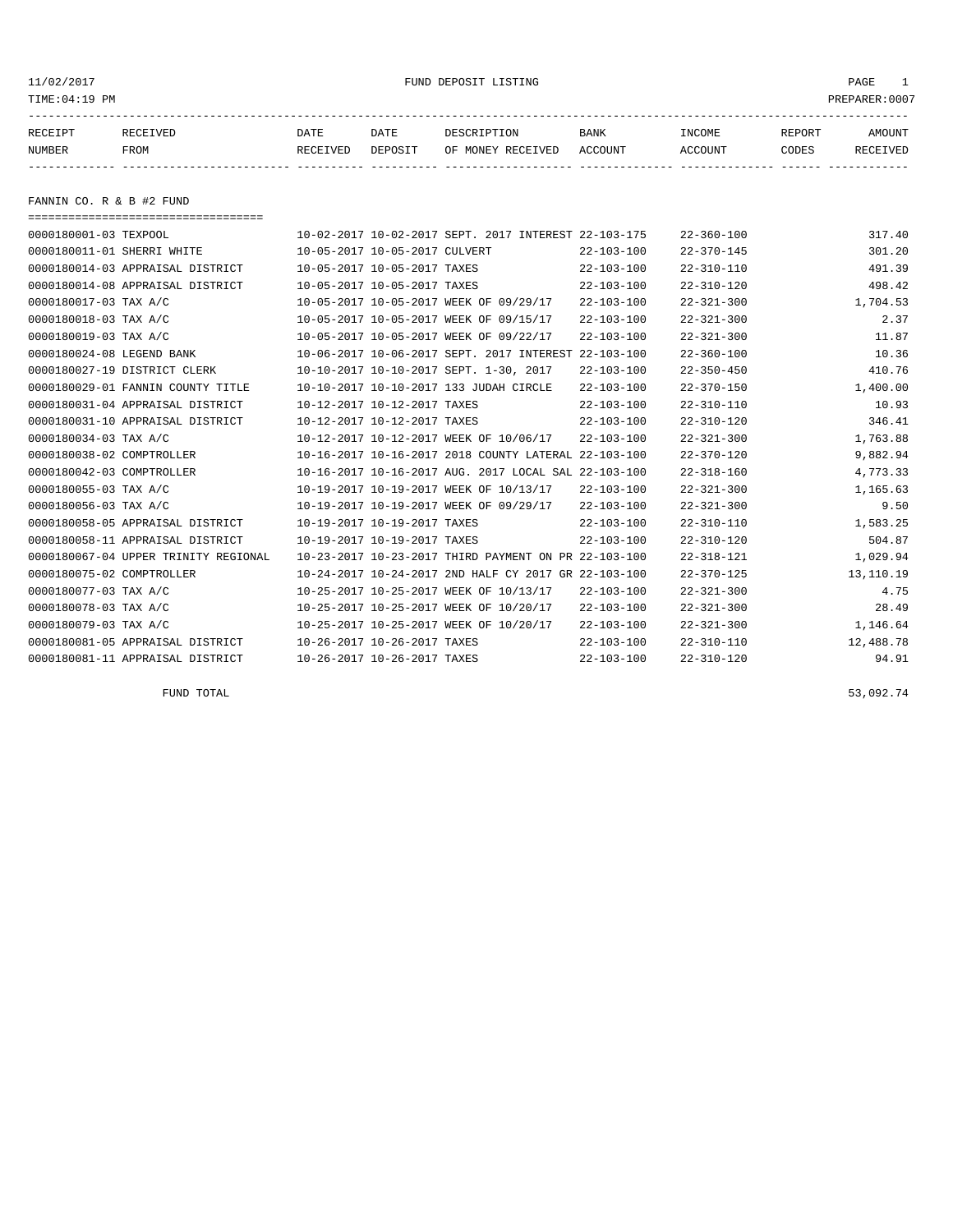11/02/2017 FUND DEPOSIT LISTING PAGE 1
TIME:04:19 PM PREPARER:0007

| RECEIPT NUMBER | RECEIVED FROM | DATE RECEIVED | DATE DEPOSIT | DESCRIPTION OF MONEY RECEIVED | BANK ACCOUNT | INCOME ACCOUNT | REPORT CODES | AMOUNT RECEIVED |
|---|---|---|---|---|---|---|---|---|

## FANNIN CO. R & B #2 FUND

| RECEIPT NUMBER | RECEIVED FROM | DATE RECEIVED | DATE DEPOSIT | DESCRIPTION OF MONEY RECEIVED | BANK ACCOUNT | INCOME ACCOUNT | REPORT CODES | AMOUNT RECEIVED |
|---|---|---|---|---|---|---|---|---|
| 0000180001-03 | TEXPOOL | 10-02-2017 | 10-02-2017 | SEPT. 2017 INTEREST | 22-103-175 | 22-360-100 | | 317.40 |
| 0000180011-01 | SHERRI WHITE | 10-05-2017 | 10-05-2017 | CULVERT | 22-103-100 | 22-370-145 | | 301.20 |
| 0000180014-03 | APPRAISAL DISTRICT | 10-05-2017 | 10-05-2017 | TAXES | 22-103-100 | 22-310-110 | | 491.39 |
| 0000180014-08 | APPRAISAL DISTRICT | 10-05-2017 | 10-05-2017 | TAXES | 22-103-100 | 22-310-120 | | 498.42 |
| 0000180017-03 | TAX A/C | 10-05-2017 | 10-05-2017 | WEEK OF 09/29/17 | 22-103-100 | 22-321-300 | | 1,704.53 |
| 0000180018-03 | TAX A/C | 10-05-2017 | 10-05-2017 | WEEK OF 09/15/17 | 22-103-100 | 22-321-300 | | 2.37 |
| 0000180019-03 | TAX A/C | 10-05-2017 | 10-05-2017 | WEEK OF 09/22/17 | 22-103-100 | 22-321-300 | | 11.87 |
| 0000180024-08 | LEGEND BANK | 10-06-2017 | 10-06-2017 | SEPT. 2017 INTEREST | 22-103-100 | 22-360-100 | | 10.36 |
| 0000180027-19 | DISTRICT CLERK | 10-10-2017 | 10-10-2017 | SEPT. 1-30, 2017 | 22-103-100 | 22-350-450 | | 410.76 |
| 0000180029-01 | FANNIN COUNTY TITLE | 10-10-2017 | 10-10-2017 | 133 JUDAH CIRCLE | 22-103-100 | 22-370-150 | | 1,400.00 |
| 0000180031-04 | APPRAISAL DISTRICT | 10-12-2017 | 10-12-2017 | TAXES | 22-103-100 | 22-310-110 | | 10.93 |
| 0000180031-10 | APPRAISAL DISTRICT | 10-12-2017 | 10-12-2017 | TAXES | 22-103-100 | 22-310-120 | | 346.41 |
| 0000180034-03 | TAX A/C | 10-12-2017 | 10-12-2017 | WEEK OF 10/06/17 | 22-103-100 | 22-321-300 | | 1,763.88 |
| 0000180038-02 | COMPTROLLER | 10-16-2017 | 10-16-2017 | 2018 COUNTY LATERAL | 22-103-100 | 22-370-120 | | 9,882.94 |
| 0000180042-03 | COMPTROLLER | 10-16-2017 | 10-16-2017 | AUG. 2017 LOCAL SAL | 22-103-100 | 22-318-160 | | 4,773.33 |
| 0000180055-03 | TAX A/C | 10-19-2017 | 10-19-2017 | WEEK OF 10/13/17 | 22-103-100 | 22-321-300 | | 1,165.63 |
| 0000180056-03 | TAX A/C | 10-19-2017 | 10-19-2017 | WEEK OF 09/29/17 | 22-103-100 | 22-321-300 | | 9.50 |
| 0000180058-05 | APPRAISAL DISTRICT | 10-19-2017 | 10-19-2017 | TAXES | 22-103-100 | 22-310-110 | | 1,583.25 |
| 0000180058-11 | APPRAISAL DISTRICT | 10-19-2017 | 10-19-2017 | TAXES | 22-103-100 | 22-310-120 | | 504.87 |
| 0000180067-04 | UPPER TRINITY REGIONAL | 10-23-2017 | 10-23-2017 | THIRD PAYMENT ON PR | 22-103-100 | 22-318-121 | | 1,029.94 |
| 0000180075-02 | COMPTROLLER | 10-24-2017 | 10-24-2017 | 2ND HALF CY 2017 GR | 22-103-100 | 22-370-125 | | 13,110.19 |
| 0000180077-03 | TAX A/C | 10-25-2017 | 10-25-2017 | WEEK OF 10/13/17 | 22-103-100 | 22-321-300 | | 4.75 |
| 0000180078-03 | TAX A/C | 10-25-2017 | 10-25-2017 | WEEK OF 10/20/17 | 22-103-100 | 22-321-300 | | 28.49 |
| 0000180079-03 | TAX A/C | 10-25-2017 | 10-25-2017 | WEEK OF 10/20/17 | 22-103-100 | 22-321-300 | | 1,146.64 |
| 0000180081-05 | APPRAISAL DISTRICT | 10-26-2017 | 10-26-2017 | TAXES | 22-103-100 | 22-310-110 | | 12,488.78 |
| 0000180081-11 | APPRAISAL DISTRICT | 10-26-2017 | 10-26-2017 | TAXES | 22-103-100 | 22-310-120 | | 94.91 |
| | FUND TOTAL | | | | | | | 53,092.74 |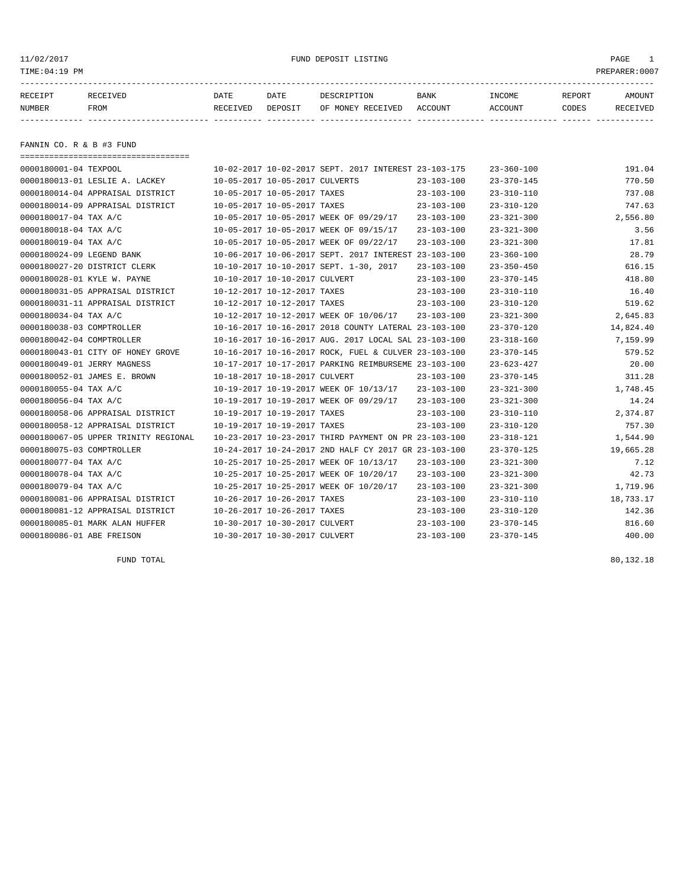11/02/2017 FUND DEPOSIT LISTING

TIME:04:19 PM PREPARER:0007

## FANNIN CO. R & B #3 FUND

| RECEIPT NUMBER | RECEIVED FROM | DATE RECEIVED | DATE DEPOSIT | DESCRIPTION OF MONEY RECEIVED | BANK ACCOUNT | INCOME ACCOUNT | REPORT CODES | AMOUNT RECEIVED |
|---|---|---|---|---|---|---|---|---|
| 0000180001-04 | TEXPOOL | 10-02-2017 | 10-02-2017 | SEPT. 2017 INTEREST | 23-103-175 | 23-360-100 | | 191.04 |
| 0000180013-01 | LESLIE A. LACKEY | 10-05-2017 | 10-05-2017 | CULVERTS | 23-103-100 | 23-370-145 | | 770.50 |
| 0000180014-04 | APPRAISAL DISTRICT | 10-05-2017 | 10-05-2017 | TAXES | 23-103-100 | 23-310-110 | | 737.08 |
| 0000180014-09 | APPRAISAL DISTRICT | 10-05-2017 | 10-05-2017 | TAXES | 23-103-100 | 23-310-120 | | 747.63 |
| 0000180017-04 | TAX A/C | 10-05-2017 | 10-05-2017 | WEEK OF 09/29/17 | 23-103-100 | 23-321-300 | | 2,556.80 |
| 0000180018-04 | TAX A/C | 10-05-2017 | 10-05-2017 | WEEK OF 09/15/17 | 23-103-100 | 23-321-300 | | 3.56 |
| 0000180019-04 | TAX A/C | 10-05-2017 | 10-05-2017 | WEEK OF 09/22/17 | 23-103-100 | 23-321-300 | | 17.81 |
| 0000180024-09 | LEGEND BANK | 10-06-2017 | 10-06-2017 | SEPT. 2017 INTEREST | 23-103-100 | 23-360-100 | | 28.79 |
| 0000180027-20 | DISTRICT CLERK | 10-10-2017 | 10-10-2017 | SEPT. 1-30, 2017 | 23-103-100 | 23-350-450 | | 616.15 |
| 0000180028-01 | KYLE W. PAYNE | 10-10-2017 | 10-10-2017 | CULVERT | 23-103-100 | 23-370-145 | | 418.80 |
| 0000180031-05 | APPRAISAL DISTRICT | 10-12-2017 | 10-12-2017 | TAXES | 23-103-100 | 23-310-110 | | 16.40 |
| 0000180031-11 | APPRAISAL DISTRICT | 10-12-2017 | 10-12-2017 | TAXES | 23-103-100 | 23-310-120 | | 519.62 |
| 0000180034-04 | TAX A/C | 10-12-2017 | 10-12-2017 | WEEK OF 10/06/17 | 23-103-100 | 23-321-300 | | 2,645.83 |
| 0000180038-03 | COMPTROLLER | 10-16-2017 | 10-16-2017 | 2018 COUNTY LATERAL | 23-103-100 | 23-370-120 | | 14,824.40 |
| 0000180042-04 | COMPTROLLER | 10-16-2017 | 10-16-2017 | AUG. 2017 LOCAL SAL | 23-103-100 | 23-318-160 | | 7,159.99 |
| 0000180043-01 | CITY OF HONEY GROVE | 10-16-2017 | 10-16-2017 | ROCK, FUEL & CULVER | 23-103-100 | 23-370-145 | | 579.52 |
| 0000180049-01 | JERRY MAGNESS | 10-17-2017 | 10-17-2017 | PARKING REIMBURSEME | 23-103-100 | 23-623-427 | | 20.00 |
| 0000180052-01 | JAMES E. BROWN | 10-18-2017 | 10-18-2017 | CULVERT | 23-103-100 | 23-370-145 | | 311.28 |
| 0000180055-04 | TAX A/C | 10-19-2017 | 10-19-2017 | WEEK OF 10/13/17 | 23-103-100 | 23-321-300 | | 1,748.45 |
| 0000180056-04 | TAX A/C | 10-19-2017 | 10-19-2017 | WEEK OF 09/29/17 | 23-103-100 | 23-321-300 | | 14.24 |
| 0000180058-06 | APPRAISAL DISTRICT | 10-19-2017 | 10-19-2017 | TAXES | 23-103-100 | 23-310-110 | | 2,374.87 |
| 0000180058-12 | APPRAISAL DISTRICT | 10-19-2017 | 10-19-2017 | TAXES | 23-103-100 | 23-310-120 | | 757.30 |
| 0000180067-05 | UPPER TRINITY REGIONAL | 10-23-2017 | 10-23-2017 | THIRD PAYMENT ON PR | 23-103-100 | 23-318-121 | | 1,544.90 |
| 0000180075-03 | COMPTROLLER | 10-24-2017 | 10-24-2017 | 2ND HALF CY 2017 GR | 23-103-100 | 23-370-125 | | 19,665.28 |
| 0000180077-04 | TAX A/C | 10-25-2017 | 10-25-2017 | WEEK OF 10/13/17 | 23-103-100 | 23-321-300 | | 7.12 |
| 0000180078-04 | TAX A/C | 10-25-2017 | 10-25-2017 | WEEK OF 10/20/17 | 23-103-100 | 23-321-300 | | 42.73 |
| 0000180079-04 | TAX A/C | 10-25-2017 | 10-25-2017 | WEEK OF 10/20/17 | 23-103-100 | 23-321-300 | | 1,719.96 |
| 0000180081-06 | APPRAISAL DISTRICT | 10-26-2017 | 10-26-2017 | TAXES | 23-103-100 | 23-310-110 | | 18,733.17 |
| 0000180081-12 | APPRAISAL DISTRICT | 10-26-2017 | 10-26-2017 | TAXES | 23-103-100 | 23-310-120 | | 142.36 |
| 0000180085-01 | MARK ALAN HUFFER | 10-30-2017 | 10-30-2017 | CULVERT | 23-103-100 | 23-370-145 | | 816.60 |
| 0000180086-01 | ABE FREISON | 10-30-2017 | 10-30-2017 | CULVERT | 23-103-100 | 23-370-145 | | 400.00 |
| | FUND TOTAL | | | | | | | 80,132.18 |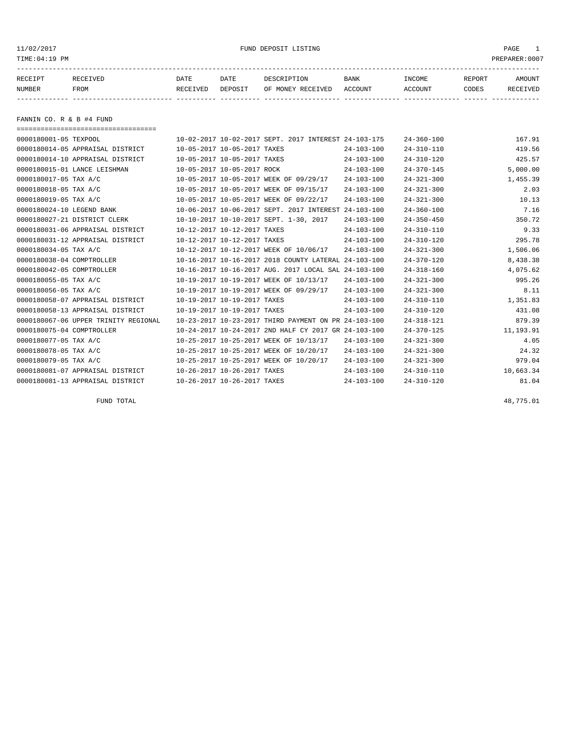11/02/2017 FUND DEPOSIT LISTING PAGE 1
TIME:04:19 PM PREPARER:0007

| RECEIPT NUMBER | RECEIVED FROM | DATE RECEIVED | DATE DEPOSIT | DESCRIPTION OF MONEY RECEIVED | BANK ACCOUNT | INCOME ACCOUNT | REPORT CODES | AMOUNT RECEIVED |
|---|---|---|---|---|---|---|---|---|

## FANNIN CO. R & B #4 FUND

| RECEIPT NUMBER | RECEIVED FROM | DATE RECEIVED | DATE DEPOSIT | DESCRIPTION OF MONEY RECEIVED | BANK ACCOUNT | INCOME ACCOUNT | REPORT CODES | AMOUNT RECEIVED |
|---|---|---|---|---|---|---|---|---|
| 0000180001-05 | TEXPOOL | 10-02-2017 | 10-02-2017 | SEPT. 2017 INTEREST | 24-103-175 | 24-360-100 | | 167.91 |
| 0000180014-05 | APPRAISAL DISTRICT | 10-05-2017 | 10-05-2017 | TAXES | 24-103-100 | 24-310-110 | | 419.56 |
| 0000180014-10 | APPRAISAL DISTRICT | 10-05-2017 | 10-05-2017 | TAXES | 24-103-100 | 24-310-120 | | 425.57 |
| 0000180015-01 | LANCE LEISHMAN | 10-05-2017 | 10-05-2017 | ROCK | 24-103-100 | 24-370-145 | | 5,000.00 |
| 0000180017-05 | TAX A/C | 10-05-2017 | 10-05-2017 | WEEK OF 09/29/17 | 24-103-100 | 24-321-300 | | 1,455.39 |
| 0000180018-05 | TAX A/C | 10-05-2017 | 10-05-2017 | WEEK OF 09/15/17 | 24-103-100 | 24-321-300 | | 2.03 |
| 0000180019-05 | TAX A/C | 10-05-2017 | 10-05-2017 | WEEK OF 09/22/17 | 24-103-100 | 24-321-300 | | 10.13 |
| 0000180024-10 | LEGEND BANK | 10-06-2017 | 10-06-2017 | SEPT. 2017 INTEREST | 24-103-100 | 24-360-100 | | 7.16 |
| 0000180027-21 | DISTRICT CLERK | 10-10-2017 | 10-10-2017 | SEPT. 1-30, 2017 | 24-103-100 | 24-350-450 | | 350.72 |
| 0000180031-06 | APPRAISAL DISTRICT | 10-12-2017 | 10-12-2017 | TAXES | 24-103-100 | 24-310-110 | | 9.33 |
| 0000180031-12 | APPRAISAL DISTRICT | 10-12-2017 | 10-12-2017 | TAXES | 24-103-100 | 24-310-120 | | 295.78 |
| 0000180034-05 | TAX A/C | 10-12-2017 | 10-12-2017 | WEEK OF 10/06/17 | 24-103-100 | 24-321-300 | | 1,506.06 |
| 0000180038-04 | COMPTROLLER | 10-16-2017 | 10-16-2017 | 2018 COUNTY LATERAL | 24-103-100 | 24-370-120 | | 8,438.38 |
| 0000180042-05 | COMPTROLLER | 10-16-2017 | 10-16-2017 | AUG. 2017 LOCAL SAL | 24-103-100 | 24-318-160 | | 4,075.62 |
| 0000180055-05 | TAX A/C | 10-19-2017 | 10-19-2017 | WEEK OF 10/13/17 | 24-103-100 | 24-321-300 | | 995.26 |
| 0000180056-05 | TAX A/C | 10-19-2017 | 10-19-2017 | WEEK OF 09/29/17 | 24-103-100 | 24-321-300 | | 8.11 |
| 0000180058-07 | APPRAISAL DISTRICT | 10-19-2017 | 10-19-2017 | TAXES | 24-103-100 | 24-310-110 | | 1,351.83 |
| 0000180058-13 | APPRAISAL DISTRICT | 10-19-2017 | 10-19-2017 | TAXES | 24-103-100 | 24-310-120 | | 431.08 |
| 0000180067-06 | UPPER TRINITY REGIONAL | 10-23-2017 | 10-23-2017 | THIRD PAYMENT ON PR | 24-103-100 | 24-318-121 | | 879.39 |
| 0000180075-04 | COMPTROLLER | 10-24-2017 | 10-24-2017 | 2ND HALF CY 2017 GR | 24-103-100 | 24-370-125 | | 11,193.91 |
| 0000180077-05 | TAX A/C | 10-25-2017 | 10-25-2017 | WEEK OF 10/13/17 | 24-103-100 | 24-321-300 | | 4.05 |
| 0000180078-05 | TAX A/C | 10-25-2017 | 10-25-2017 | WEEK OF 10/20/17 | 24-103-100 | 24-321-300 | | 24.32 |
| 0000180079-05 | TAX A/C | 10-25-2017 | 10-25-2017 | WEEK OF 10/20/17 | 24-103-100 | 24-321-300 | | 979.04 |
| 0000180081-07 | APPRAISAL DISTRICT | 10-26-2017 | 10-26-2017 | TAXES | 24-103-100 | 24-310-110 | | 10,663.34 |
| 0000180081-13 | APPRAISAL DISTRICT | 10-26-2017 | 10-26-2017 | TAXES | 24-103-100 | 24-310-120 | | 81.04 |

FUND TOTAL 48,775.01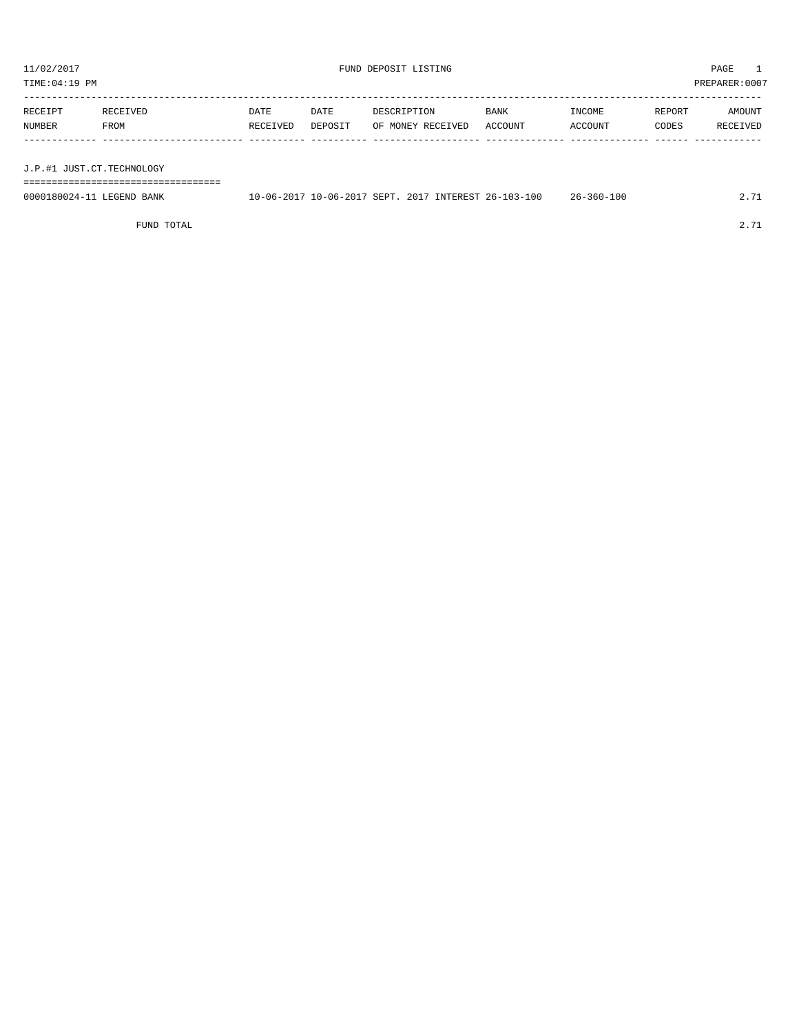11/02/2017 FUND DEPOSIT LISTING PAGE 1
TIME:04:19 PM PREPARER:0007

| RECEIPT NUMBER | RECEIVED FROM | DATE RECEIVED | DATE DEPOSIT | DESCRIPTION OF MONEY RECEIVED | BANK ACCOUNT | INCOME ACCOUNT | REPORT CODES | AMOUNT RECEIVED |
|---|---|---|---|---|---|---|---|---|
| **J.P.#1 JUST.CT.TECHNOLOGY** | | | | | | | | |
| 0000180024-11 | LEGEND BANK | 10-06-2017 | 10-06-2017 | SEPT. 2017 INTEREST | 26-103-100 | 26-360-100 | | 2.71 |
| | FUND TOTAL | | | | | | | 2.71 |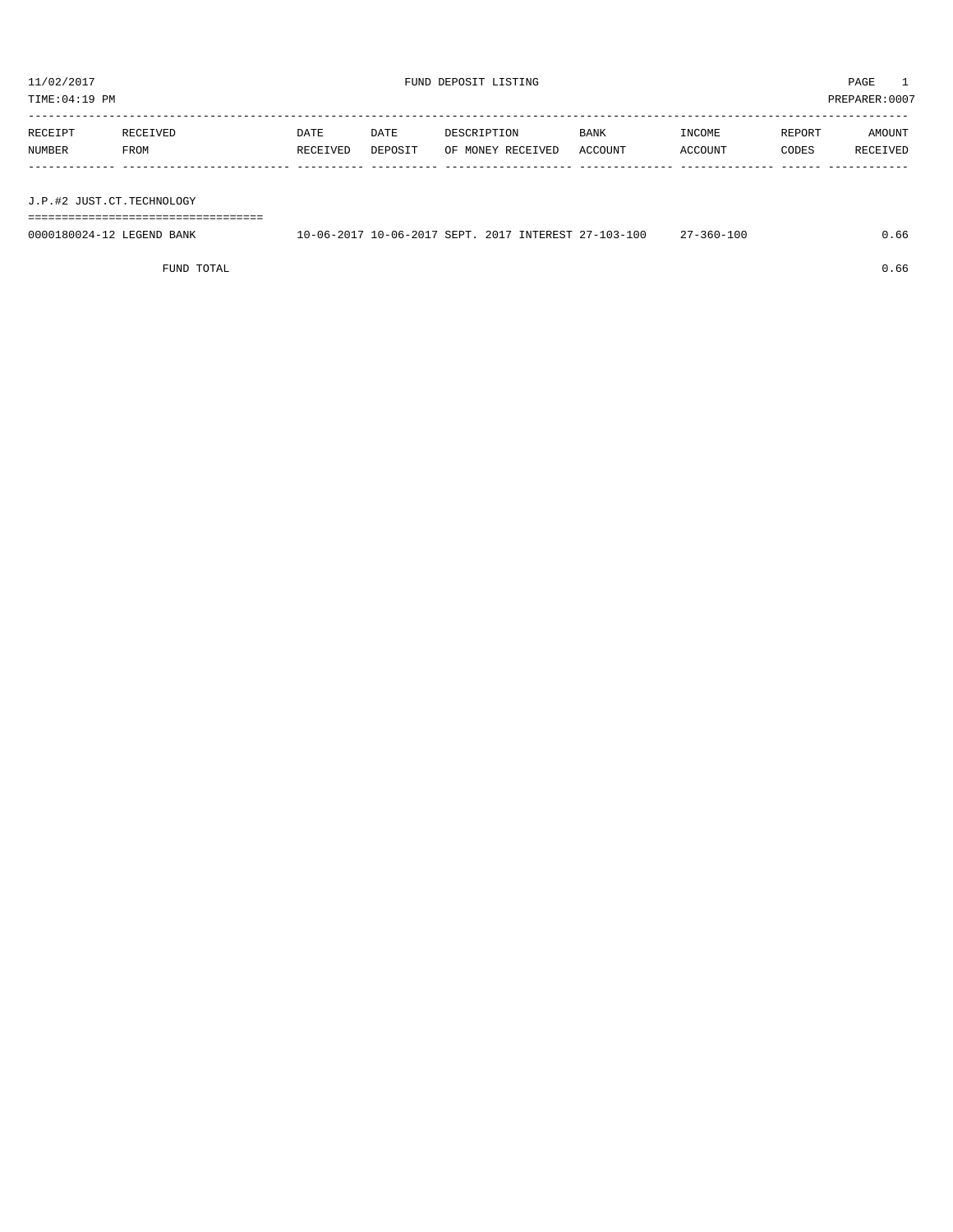11/02/2017 FUND DEPOSIT LISTING PAGE 1

TIME:04:19 PM PREPARER:0007

| RECEIPT NUMBER | RECEIVED FROM | DATE RECEIVED | DATE DEPOSIT | DESCRIPTION OF MONEY RECEIVED | BANK ACCOUNT | INCOME ACCOUNT | REPORT CODES | AMOUNT RECEIVED |
|---|---|---|---|---|---|---|---|---|
| **J.P.#2 JUST.CT.TECHNOLOGY** | | | | | | | | |
| 0000180024-12 | LEGEND BANK | 10-06-2017 | 10-06-2017 | SEPT. 2017 INTEREST | 27-103-100 | 27-360-100 | | 0.66 |
| | FUND TOTAL | | | | | | | 0.66 |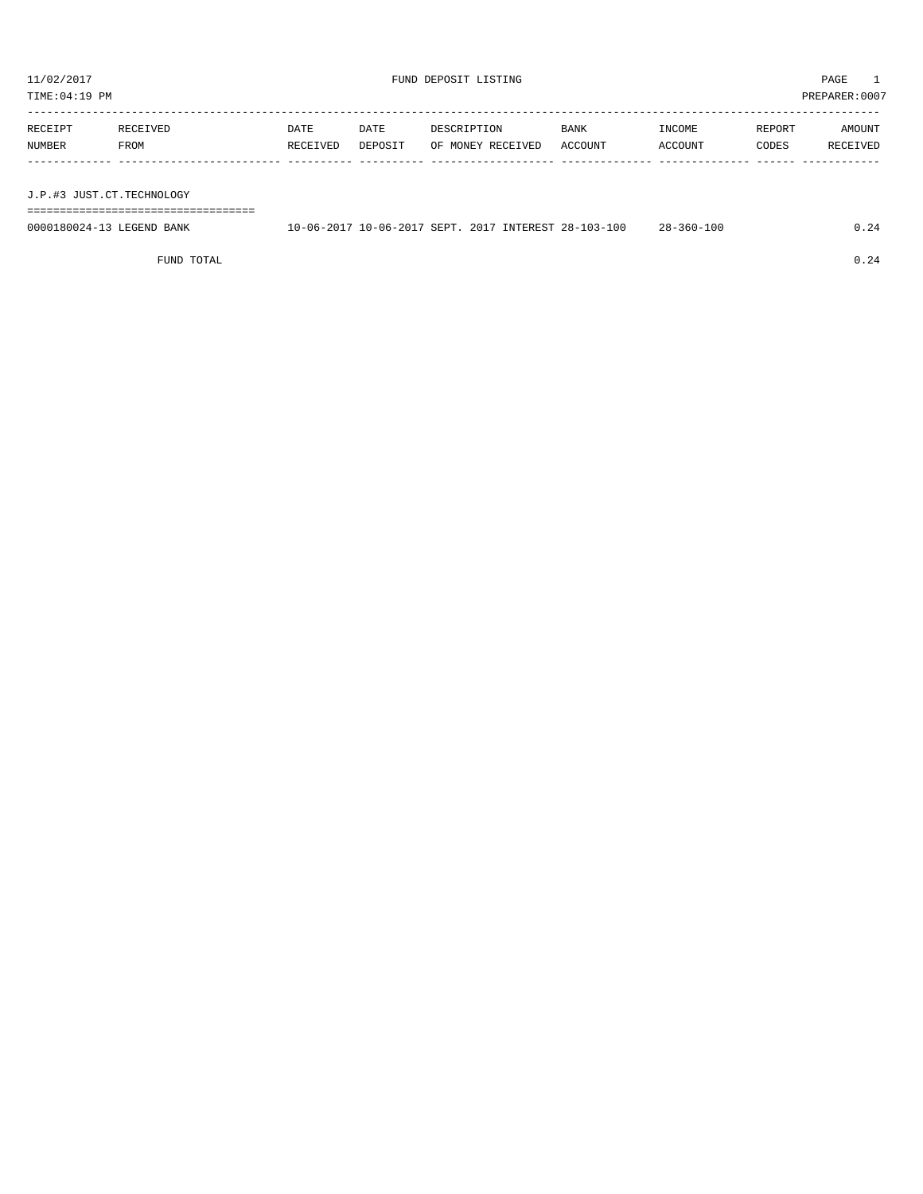11/02/2017 FUND DEPOSIT LISTING

TIME:04:19 PM PREPARER:0007

| RECEIPT NUMBER | RECEIVED FROM | DATE RECEIVED | DATE DEPOSIT | DESCRIPTION OF MONEY RECEIVED | BANK ACCOUNT | INCOME ACCOUNT | REPORT CODES | AMOUNT RECEIVED |
|---|---|---|---|---|---|---|---|---|
| **J.P.#3 JUST.CT.TECHNOLOGY** | | | | | | | | |
| 0000180024-13 | LEGEND BANK | 10-06-2017 | 10-06-2017 | SEPT. 2017 INTEREST | 28-103-100 | 28-360-100 | | 0.24 |
| | FUND TOTAL | | | | | | | 0.24 |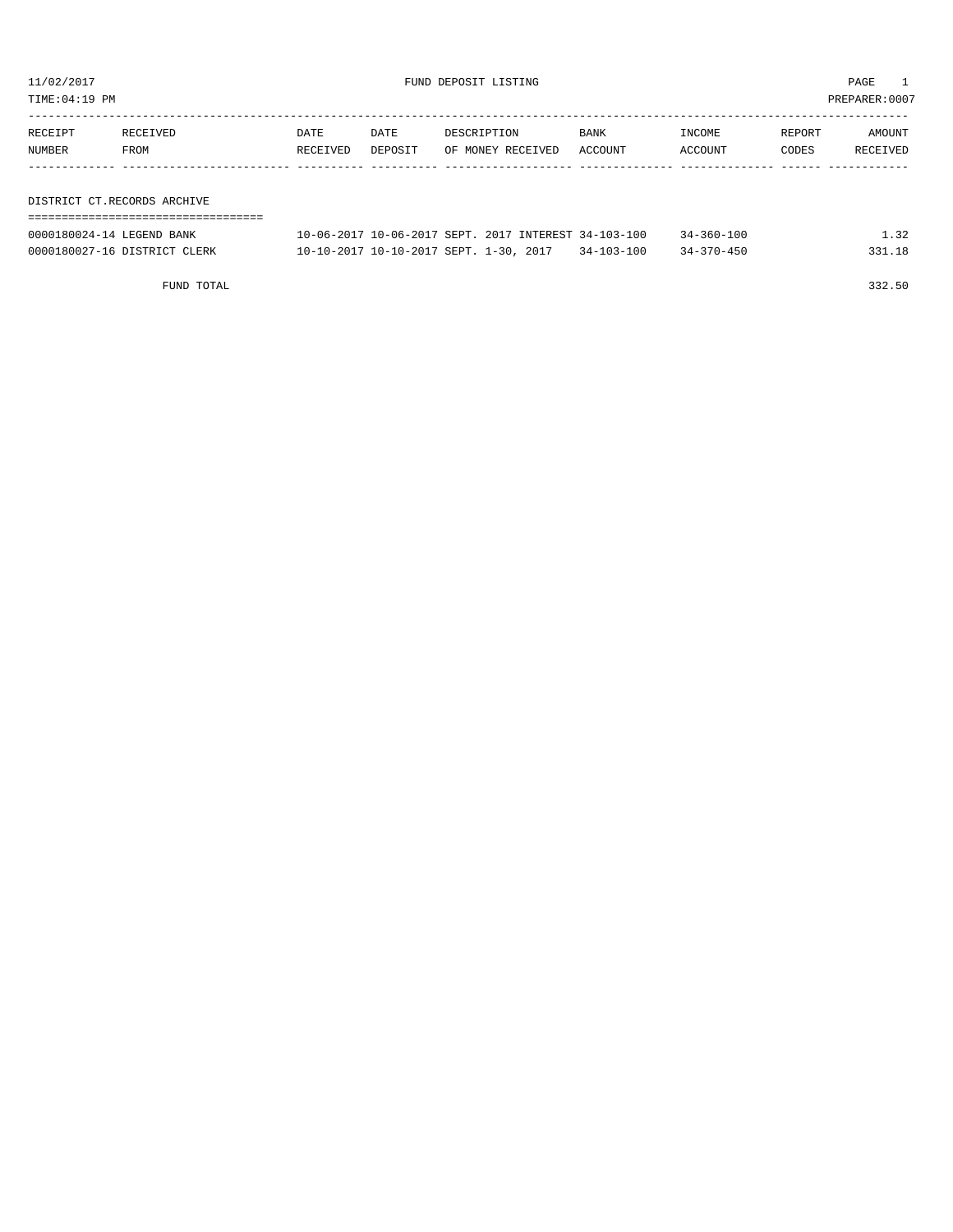11/02/2017 FUND DEPOSIT LISTING PAGE 1

TIME:04:19 PM PREPARER:0007

| RECEIPT NUMBER | RECEIVED FROM | DATE RECEIVED | DATE DEPOSIT | DESCRIPTION OF MONEY RECEIVED | BANK ACCOUNT | INCOME ACCOUNT | REPORT CODES | AMOUNT RECEIVED |
|---|---|---|---|---|---|---|---|---|
| **DISTRICT CT.RECORDS ARCHIVE** | | | | | | | | |
| 0000180024-14 | LEGEND BANK | 10-06-2017 | 10-06-2017 | SEPT. 2017 INTEREST | 34-103-100 | 34-360-100 | | 1.32 |
| 0000180027-16 | DISTRICT CLERK | 10-10-2017 | 10-10-2017 | SEPT. 1-30, 2017 | 34-103-100 | 34-370-450 | | 331.18 |
| | FUND TOTAL | | | | | | | 332.50 |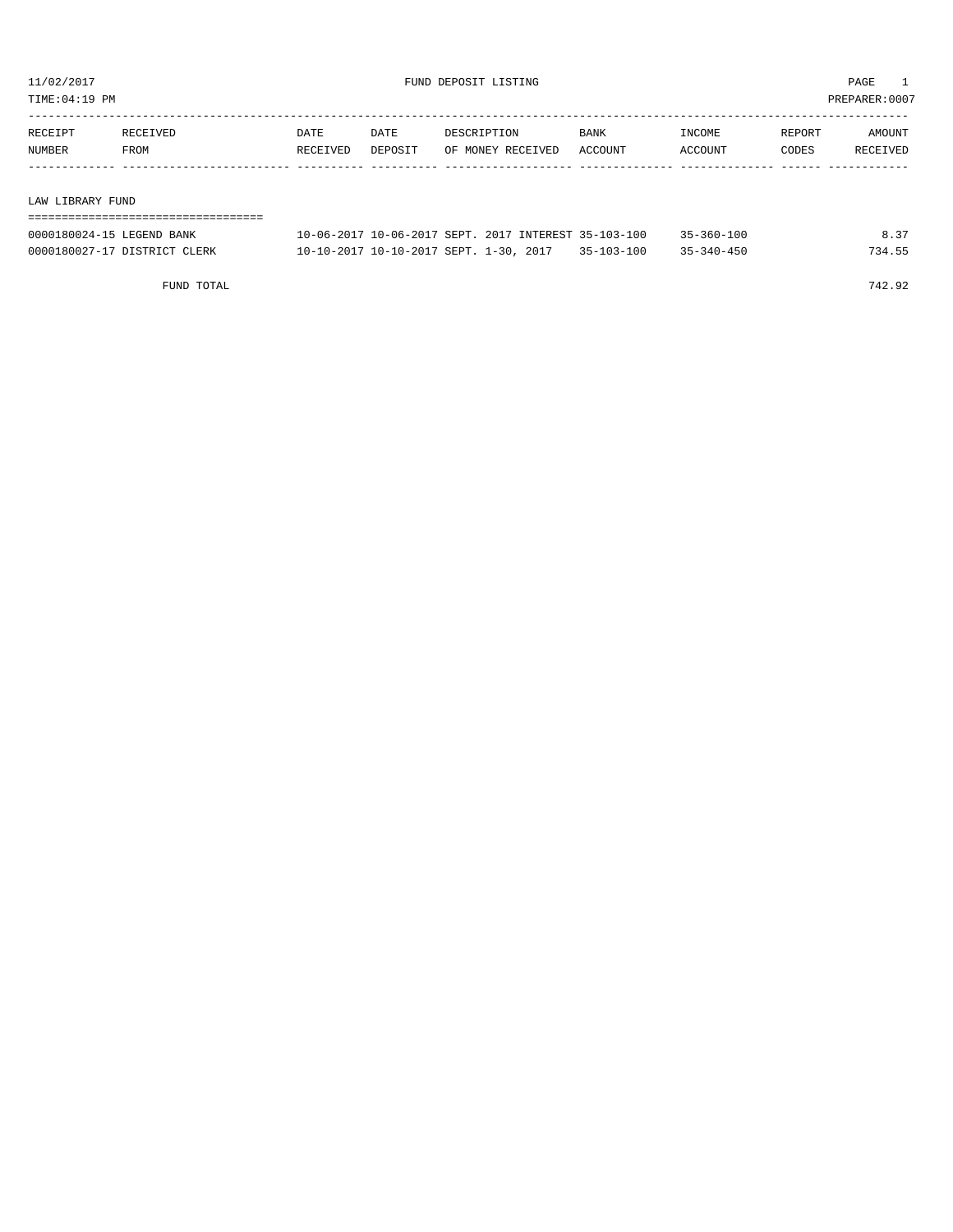11/02/2017 FUND DEPOSIT LISTING PAGE 1
TIME:04:19 PM PREPARER:0007

| RECEIPT NUMBER | RECEIVED FROM | DATE RECEIVED | DATE DEPOSIT | DESCRIPTION OF MONEY RECEIVED | BANK ACCOUNT | INCOME ACCOUNT | REPORT CODES | AMOUNT RECEIVED |
|---|---|---|---|---|---|---|---|---|
| **LAW LIBRARY FUND** | | | | | | | | |
| 0000180024-15 | LEGEND BANK | 10-06-2017 | 10-06-2017 | SEPT. 2017 INTEREST | 35-103-100 | 35-360-100 | | 8.37 |
| 0000180027-17 | DISTRICT CLERK | 10-10-2017 | 10-10-2017 | SEPT. 1-30, 2017 | 35-103-100 | 35-340-450 | | 734.55 |
| | FUND TOTAL | | | | | | | 742.92 |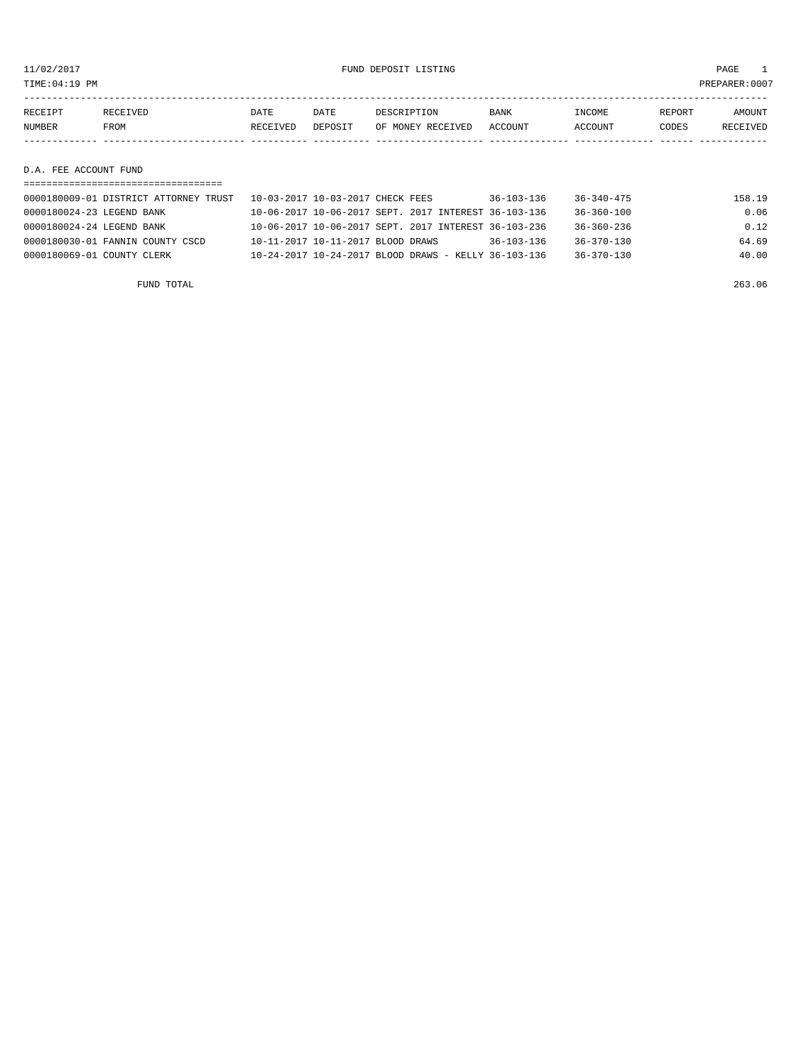FUND DEPOSIT LISTING

| RECEIPT NUMBER | RECEIVED FROM | DATE RECEIVED | DATE DEPOSIT | DESCRIPTION OF MONEY RECEIVED | BANK ACCOUNT | INCOME ACCOUNT | REPORT CODES | AMOUNT RECEIVED |
|---|---|---|---|---|---|---|---|---|

## D.A. FEE ACCOUNT FUND

| RECEIPT NUMBER | RECEIVED FROM | DATE RECEIVED | DATE DEPOSIT | DESCRIPTION OF MONEY RECEIVED | BANK ACCOUNT | INCOME ACCOUNT | REPORT CODES | AMOUNT RECEIVED |
|---|---|---|---|---|---|---|---|---|
| 0000180009-01 | DISTRICT ATTORNEY TRUST | 10-03-2017 | 10-03-2017 | CHECK FEES | 36-103-136 | 36-340-475 | | 158.19 |
| 0000180024-23 | LEGEND BANK | 10-06-2017 | 10-06-2017 | SEPT. 2017 INTEREST | 36-103-136 | 36-360-100 | | 0.06 |
| 0000180024-24 | LEGEND BANK | 10-06-2017 | 10-06-2017 | SEPT. 2017 INTEREST | 36-103-236 | 36-360-236 | | 0.12 |
| 0000180030-01 | FANNIN COUNTY CSCD | 10-11-2017 | 10-11-2017 | BLOOD DRAWS | 36-103-136 | 36-370-130 | | 64.69 |
| 0000180069-01 | COUNTY CLERK | 10-24-2017 | 10-24-2017 | BLOOD DRAWS - KELLY | 36-103-136 | 36-370-130 | | 40.00 |
| | FUND TOTAL | | | | | | | 263.06 |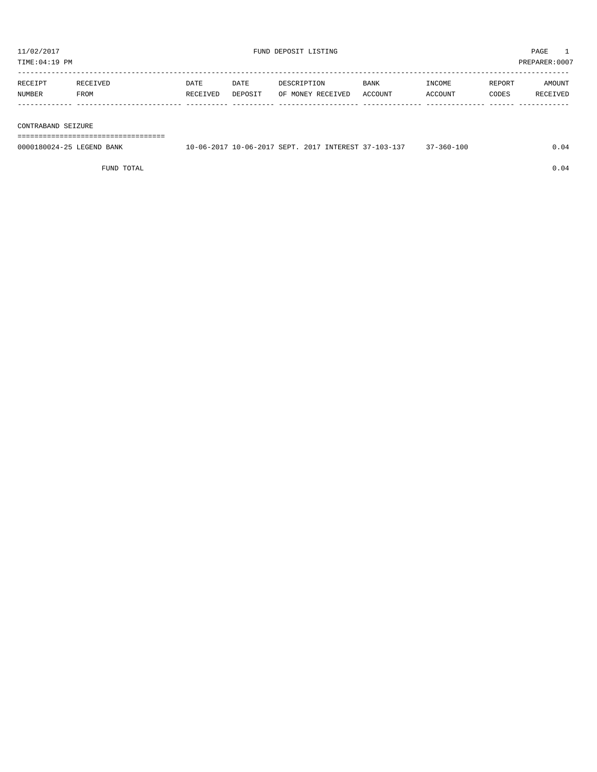11/02/2017 FUND DEPOSIT LISTING

TIME:04:19 PM PREPARER:0007

| RECEIPT NUMBER | RECEIVED FROM | DATE RECEIVED | DATE DEPOSIT | DESCRIPTION OF MONEY RECEIVED | BANK ACCOUNT | INCOME ACCOUNT | REPORT CODES | AMOUNT RECEIVED |
|---|---|---|---|---|---|---|---|---|
| **CONTRABAND SEIZURE** | | | | | | | | |
| 0000180024-25 | LEGEND BANK | 10-06-2017 | 10-06-2017 | SEPT. 2017 INTEREST | 37-103-137 | 37-360-100 | | 0.04 |
| | FUND TOTAL | | | | | | | 0.04 |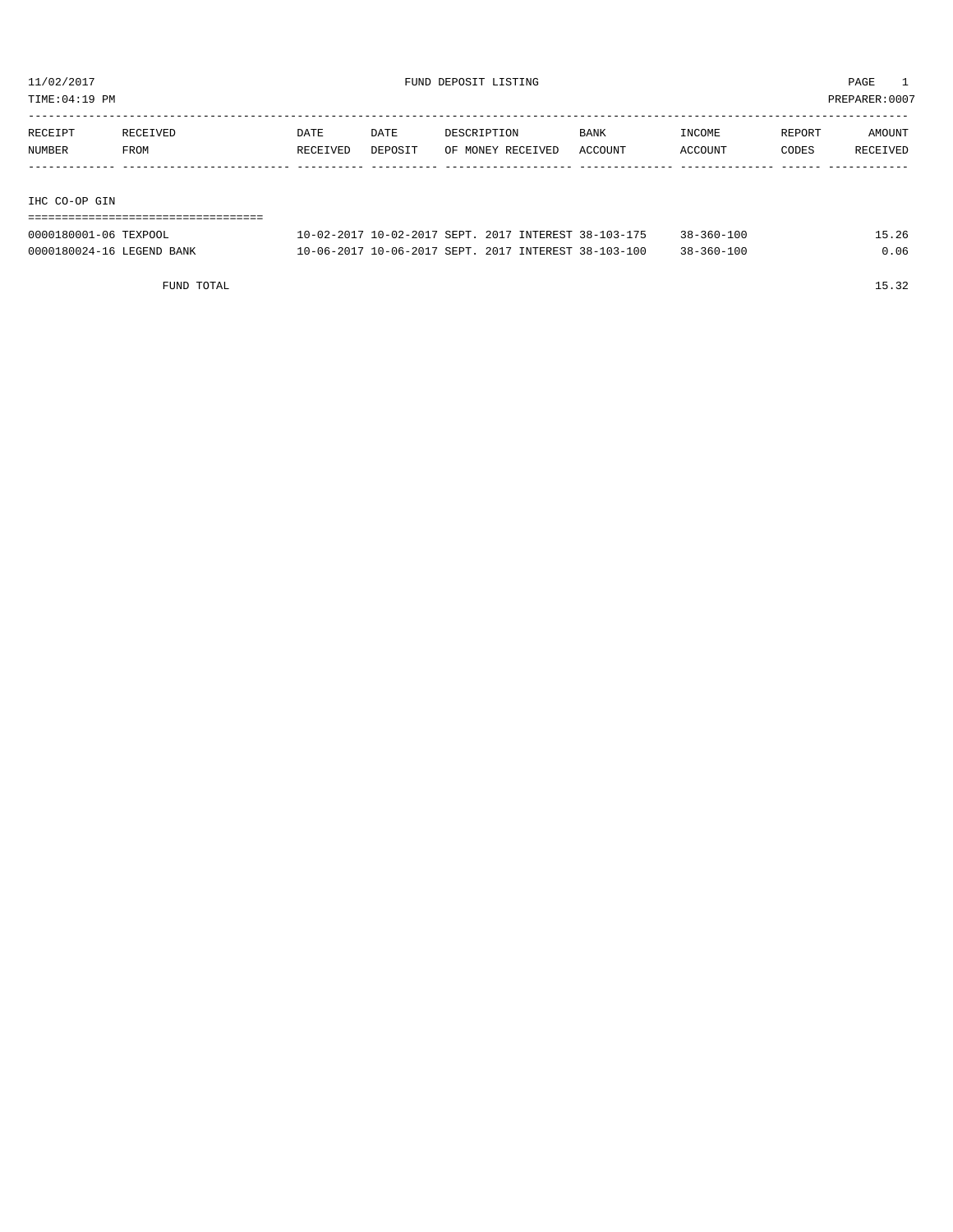11/02/2017 FUND DEPOSIT LISTING

TIME:04:19 PM PREPARER:0007

| RECEIPT NUMBER | RECEIVED FROM | DATE RECEIVED | DATE DEPOSIT | DESCRIPTION OF MONEY RECEIVED | BANK ACCOUNT | INCOME ACCOUNT | REPORT CODES | AMOUNT RECEIVED |
|---|---|---|---|---|---|---|---|---|

## IHC CO-OP GIN

| RECEIPT NUMBER | RECEIVED FROM | DATE RECEIVED | DATE DEPOSIT | DESCRIPTION OF MONEY RECEIVED | BANK ACCOUNT | INCOME ACCOUNT | REPORT CODES | AMOUNT RECEIVED |
|---|---|---|---|---|---|---|---|---|
| 0000180001-06 | TEXPOOL | 10-02-2017 | 10-02-2017 | SEPT. 2017 INTEREST | 38-103-175 | 38-360-100 | | 15.26 |
| 0000180024-16 | LEGEND BANK | 10-06-2017 | 10-06-2017 | SEPT. 2017 INTEREST | 38-103-100 | 38-360-100 | | 0.06 |
| | FUND TOTAL | | | | | | | 15.32 |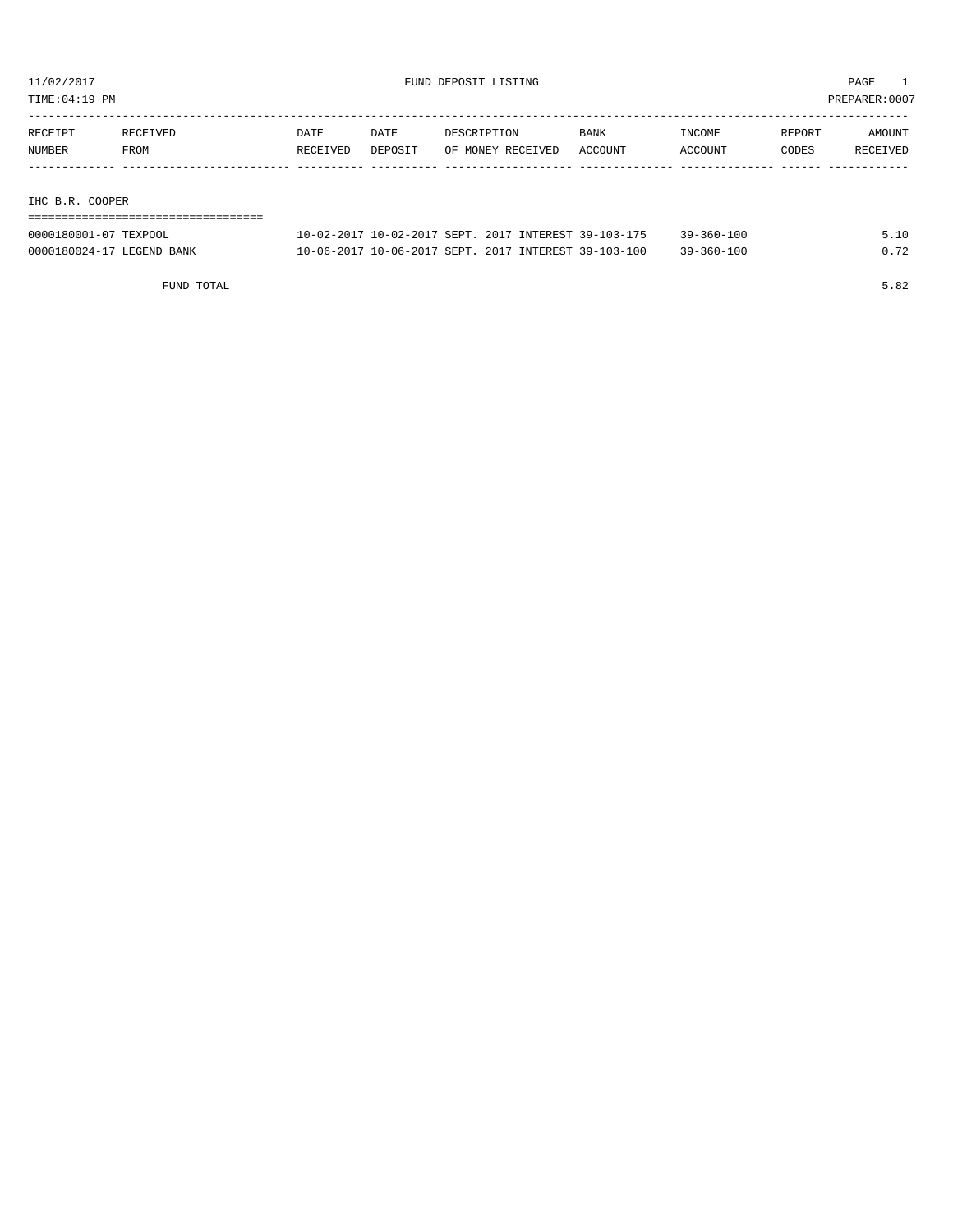11/02/2017 FUND DEPOSIT LISTING PAGE 1

TIME:04:19 PM PREPARER:0007

| RECEIPT NUMBER | RECEIVED FROM | DATE RECEIVED | DATE DEPOSIT | DESCRIPTION OF MONEY RECEIVED | BANK ACCOUNT | INCOME ACCOUNT | REPORT CODES | AMOUNT RECEIVED |
|---|---|---|---|---|---|---|---|---|
| **IHC B.R. COOPER** | | | | | | | | |
| 0000180001-07 | TEXPOOL | 10-02-2017 | 10-02-2017 | SEPT. 2017 INTEREST | 39-103-175 | 39-360-100 | | 5.10 |
| 0000180024-17 | LEGEND BANK | 10-06-2017 | 10-06-2017 | SEPT. 2017 INTEREST | 39-103-100 | 39-360-100 | | 0.72 |
| | FUND TOTAL | | | | | | | 5.82 |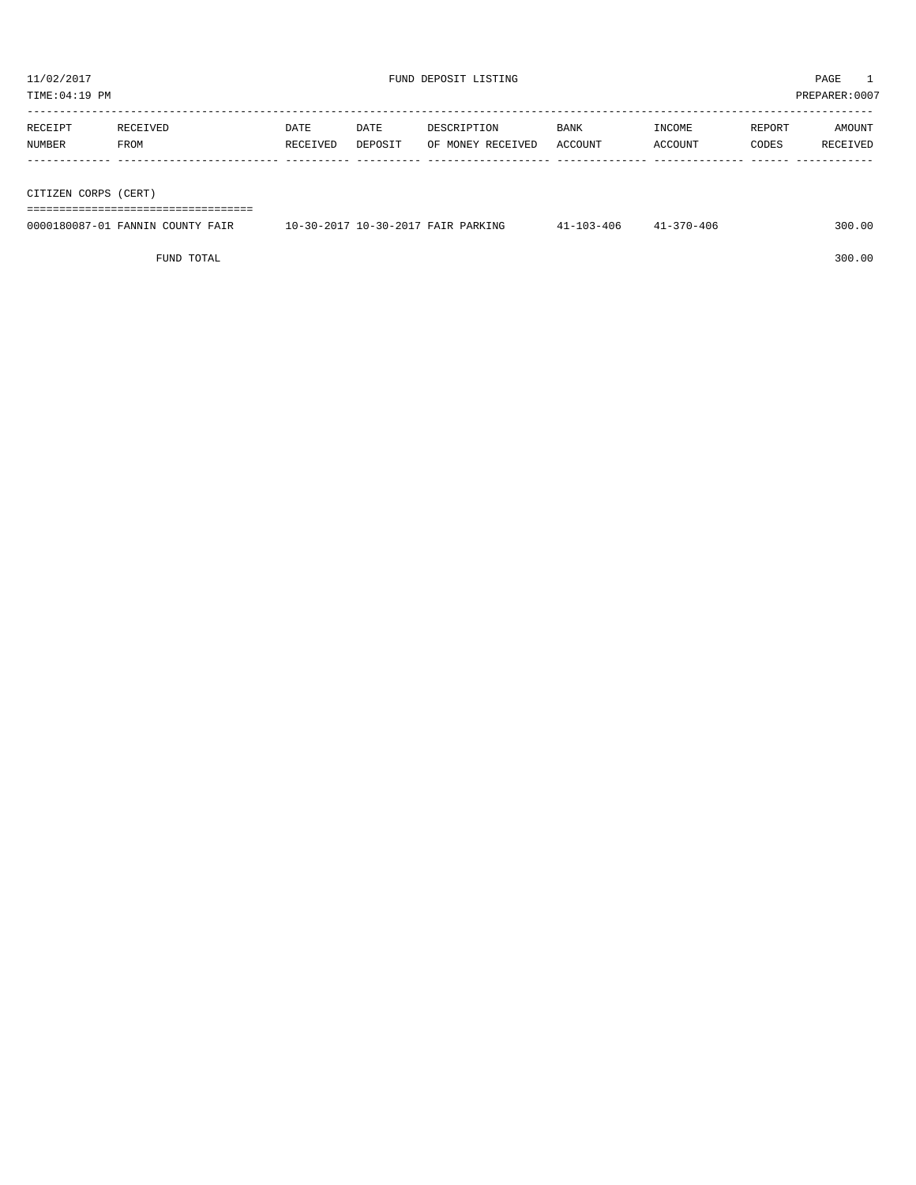11/02/2017 FUND DEPOSIT LISTING PAGE 1

TIME:04:19 PM PREPARER:0007

| RECEIPT NUMBER | RECEIVED FROM | DATE RECEIVED | DATE DEPOSIT | DESCRIPTION OF MONEY RECEIVED | BANK ACCOUNT | INCOME ACCOUNT | REPORT CODES | AMOUNT RECEIVED |
|---|---|---|---|---|---|---|---|---|
| **CITIZEN CORPS (CERT)** | | | | | | | | |
| 0000180087-01 | FANNIN COUNTY FAIR | 10-30-2017 | 10-30-2017 | FAIR PARKING | 41-103-406 | 41-370-406 | | 300.00 |
| | FUND TOTAL | | | | | | | 300.00 |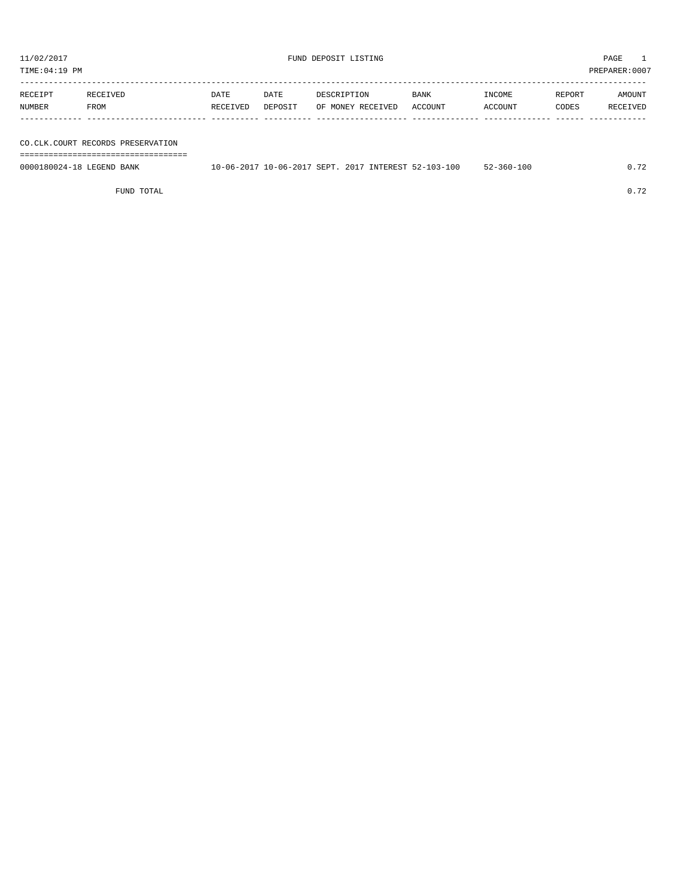# FUND DEPOSIT LISTING

11/02/2017
TIME:04:19 PM
PREPARER:0007

| RECEIPT NUMBER | RECEIVED FROM | DATE RECEIVED | DATE DEPOSIT | DESCRIPTION OF MONEY RECEIVED | BANK ACCOUNT | INCOME ACCOUNT | REPORT CODES | AMOUNT RECEIVED |
|---|---|---|---|---|---|---|---|---|
| **CO.CLK.COURT RECORDS PRESERVATION** | | | | | | | | |
| 0000180024-18 | LEGEND BANK | 10-06-2017 | 10-06-2017 | SEPT. 2017 INTEREST | 52-103-100 | 52-360-100 | | 0.72 |
| | FUND TOTAL | | | | | | | 0.72 |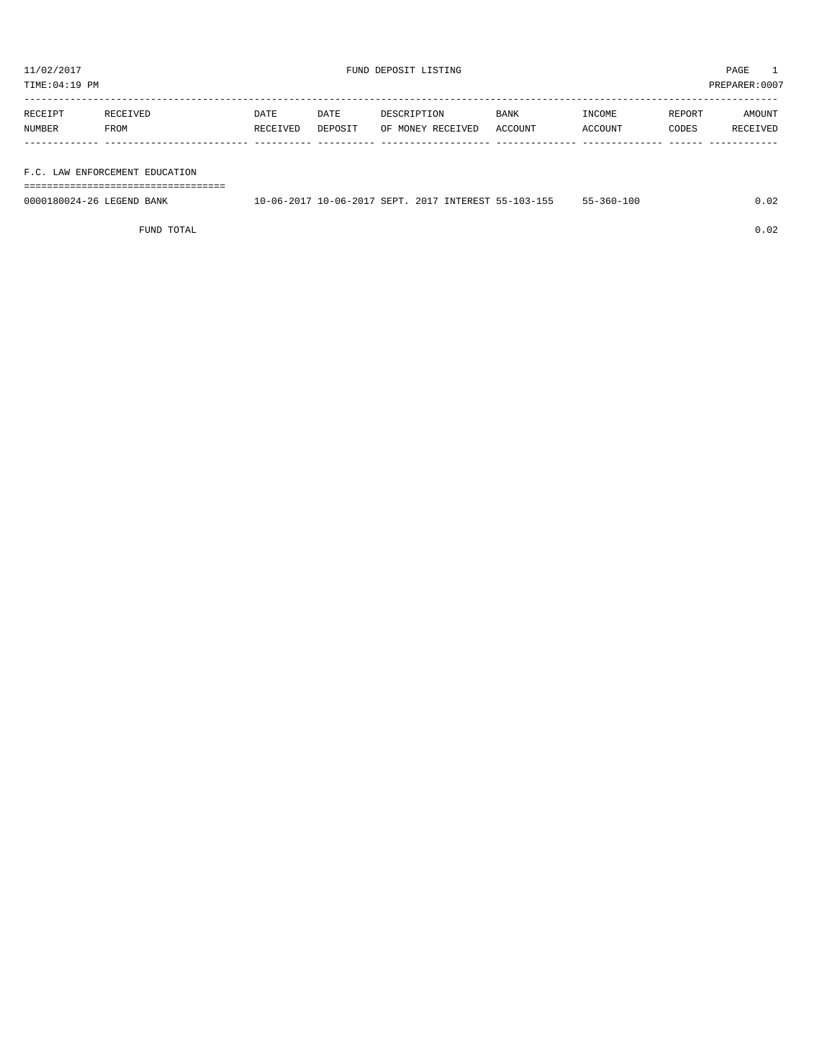11/02/2017 FUND DEPOSIT LISTING PAGE 1

TIME:04:19 PM PREPARER:0007

| RECEIPT NUMBER | RECEIVED FROM | DATE RECEIVED | DATE DEPOSIT | DESCRIPTION OF MONEY RECEIVED | BANK ACCOUNT | INCOME ACCOUNT | REPORT CODES | AMOUNT RECEIVED |
|---|---|---|---|---|---|---|---|---|
| **F.C. LAW ENFORCEMENT EDUCATION** | | | | | | | | |
| 0000180024-26 | LEGEND BANK | 10-06-2017 | 10-06-2017 | SEPT. 2017 INTEREST | 55-103-155 | 55-360-100 | | 0.02 |
| | FUND TOTAL | | | | | | | 0.02 |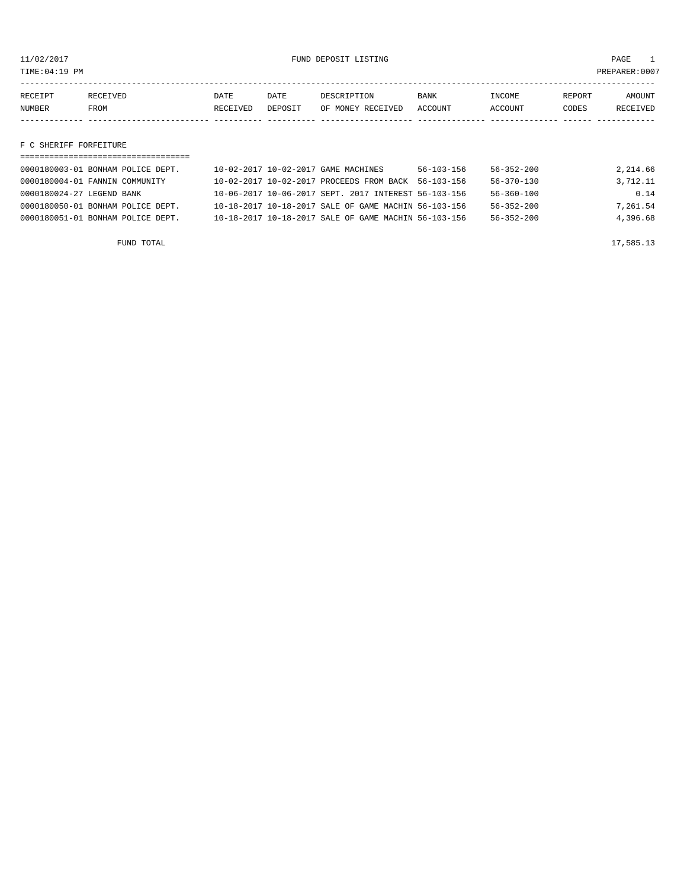11/02/2017 FUND DEPOSIT LISTING

TIME:04:19 PM PREPARER:0007

| RECEIPT NUMBER | RECEIVED FROM | DATE RECEIVED | DATE DEPOSIT | DESCRIPTION OF MONEY RECEIVED | BANK ACCOUNT | INCOME ACCOUNT | REPORT CODES | AMOUNT RECEIVED |
|---|---|---|---|---|---|---|---|---|

## F C SHERIFF FORFEITURE

| RECEIPT NUMBER | RECEIVED FROM | DATE RECEIVED | DATE DEPOSIT | DESCRIPTION OF MONEY RECEIVED | BANK ACCOUNT | INCOME ACCOUNT | REPORT CODES | AMOUNT RECEIVED |
|---|---|---|---|---|---|---|---|---|
| 0000180003-01 | BONHAM POLICE DEPT. | 10-02-2017 | 10-02-2017 | GAME MACHINES | 56-103-156 | 56-352-200 | | 2,214.66 |
| 0000180004-01 | FANNIN COMMUNITY | 10-02-2017 | 10-02-2017 | PROCEEDS FROM BACK | 56-103-156 | 56-370-130 | | 3,712.11 |
| 0000180024-27 | LEGEND BANK | 10-06-2017 | 10-06-2017 | SEPT. 2017 INTEREST | 56-103-156 | 56-360-100 | | 0.14 |
| 0000180050-01 | BONHAM POLICE DEPT. | 10-18-2017 | 10-18-2017 | SALE OF GAME MACHIN | 56-103-156 | 56-352-200 | | 7,261.54 |
| 0000180051-01 | BONHAM POLICE DEPT. | 10-18-2017 | 10-18-2017 | SALE OF GAME MACHIN | 56-103-156 | 56-352-200 | | 4,396.68 |

FUND TOTAL 17,585.13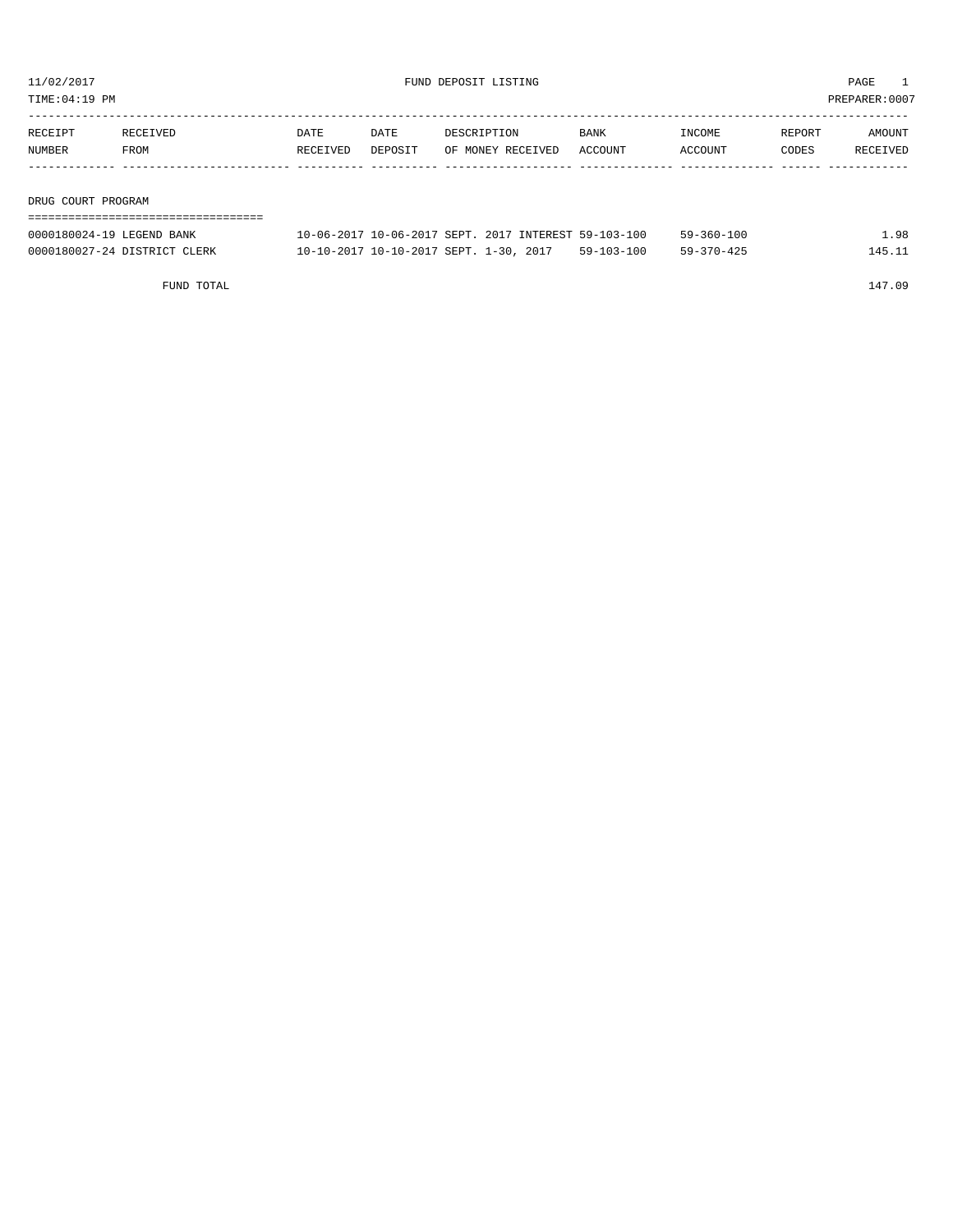11/02/2017 FUND DEPOSIT LISTING PAGE 1

TIME:04:19 PM PREPARER:0007

| RECEIPT NUMBER | RECEIVED FROM | DATE RECEIVED | DATE DEPOSIT | DESCRIPTION OF MONEY RECEIVED | BANK ACCOUNT | INCOME ACCOUNT | REPORT CODES | AMOUNT RECEIVED |
|---|---|---|---|---|---|---|---|---|

## DRUG COURT PROGRAM

| RECEIPT NUMBER | RECEIVED FROM | DATE RECEIVED | DATE DEPOSIT | DESCRIPTION OF MONEY RECEIVED | BANK ACCOUNT | INCOME ACCOUNT | REPORT CODES | AMOUNT RECEIVED |
|---|---|---|---|---|---|---|---|---|
| 0000180024-19 | LEGEND BANK | 10-06-2017 | 10-06-2017 | SEPT. 2017 INTEREST | 59-103-100 | 59-360-100 | | 1.98 |
| 0000180027-24 | DISTRICT CLERK | 10-10-2017 | 10-10-2017 | SEPT. 1-30, 2017 | 59-103-100 | 59-370-425 | | 145.11 |
| | FUND TOTAL | | | | | | | 147.09 |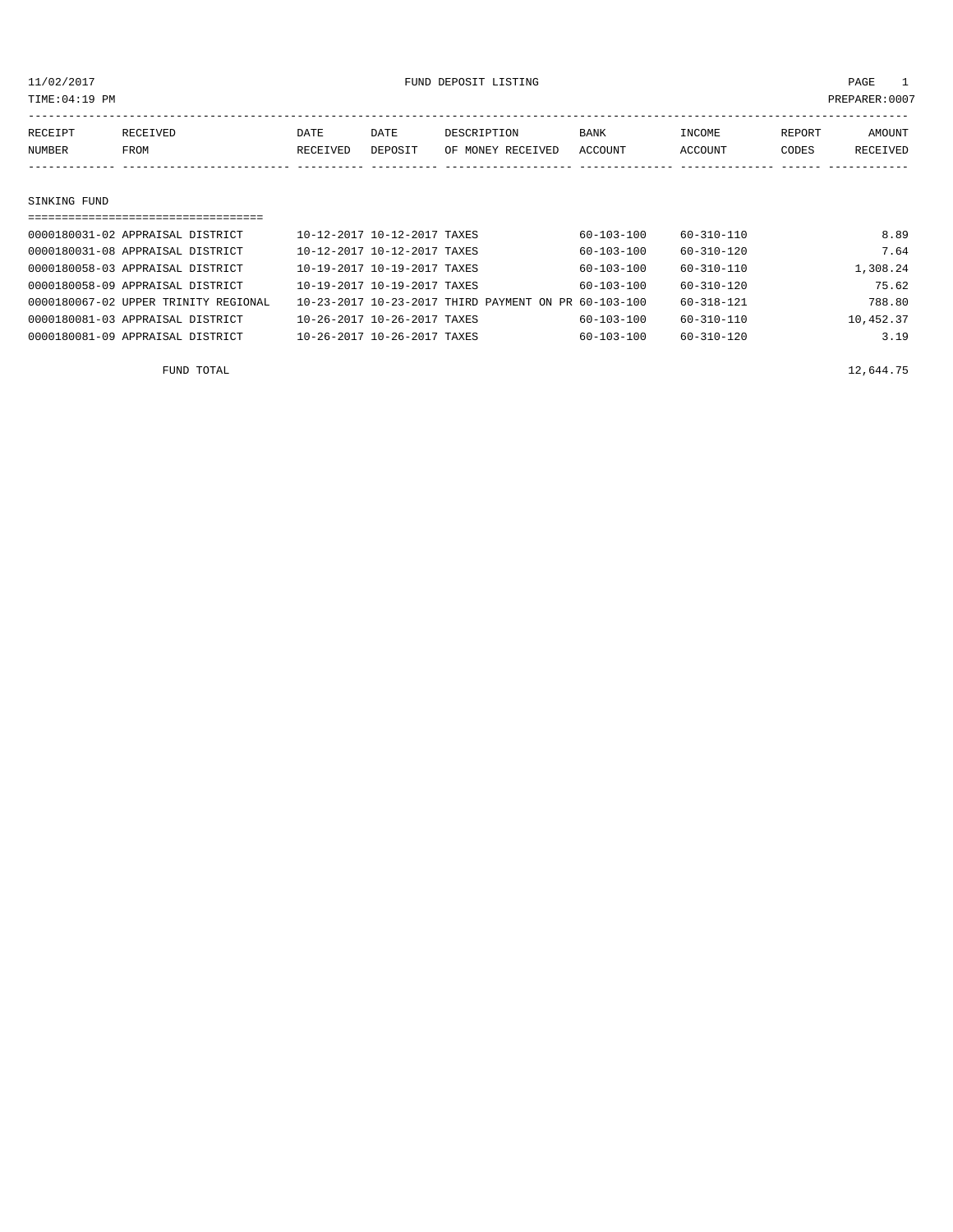11/02/2017 FUND DEPOSIT LISTING

TIME:04:19 PM PREPARER:0007

| RECEIPT NUMBER | RECEIVED FROM | DATE RECEIVED | DATE DEPOSIT | DESCRIPTION OF MONEY RECEIVED | BANK ACCOUNT | INCOME ACCOUNT | REPORT CODES | AMOUNT RECEIVED |
|---|---|---|---|---|---|---|---|---|

## SINKING FUND

| RECEIPT NUMBER | RECEIVED FROM | DATE RECEIVED | DATE DEPOSIT | DESCRIPTION OF MONEY RECEIVED | BANK ACCOUNT | INCOME ACCOUNT | REPORT CODES | AMOUNT RECEIVED |
|---|---|---|---|---|---|---|---|---|
| 0000180031-02 | APPRAISAL DISTRICT | 10-12-2017 | 10-12-2017 | TAXES | 60-103-100 | 60-310-110 | | 8.89 |
| 0000180031-08 | APPRAISAL DISTRICT | 10-12-2017 | 10-12-2017 | TAXES | 60-103-100 | 60-310-120 | | 7.64 |
| 0000180058-03 | APPRAISAL DISTRICT | 10-19-2017 | 10-19-2017 | TAXES | 60-103-100 | 60-310-110 | | 1,308.24 |
| 0000180058-09 | APPRAISAL DISTRICT | 10-19-2017 | 10-19-2017 | TAXES | 60-103-100 | 60-310-120 | | 75.62 |
| 0000180067-02 | UPPER TRINITY REGIONAL | 10-23-2017 | 10-23-2017 | THIRD PAYMENT ON PR | 60-103-100 | 60-318-121 | | 788.80 |
| 0000180081-03 | APPRAISAL DISTRICT | 10-26-2017 | 10-26-2017 | TAXES | 60-103-100 | 60-310-110 | | 10,452.37 |
| 0000180081-09 | APPRAISAL DISTRICT | 10-26-2017 | 10-26-2017 | TAXES | 60-103-100 | 60-310-120 | | 3.19 |
| | FUND TOTAL | | | | | | | 12,644.75 |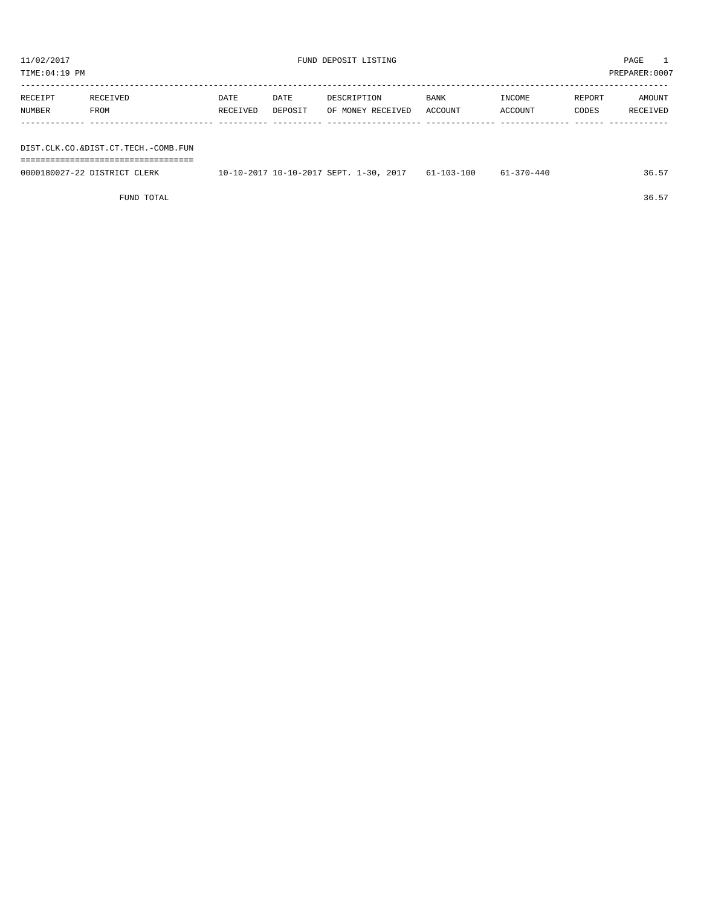11/02/2017 FUND DEPOSIT LISTING PAGE 1

TIME:04:19 PM PREPARER:0007

| RECEIPT NUMBER | RECEIVED FROM | DATE RECEIVED | DATE DEPOSIT | DESCRIPTION OF MONEY RECEIVED | BANK ACCOUNT | INCOME ACCOUNT | REPORT CODES | AMOUNT RECEIVED |
|---|---|---|---|---|---|---|---|---|
| DIST.CLK.CO.&DIST.CT.TECH.-COMB.FUN | | | | | | | | |
| 0000180027-22 | DISTRICT CLERK | 10-10-2017 | 10-10-2017 | SEPT. 1-30, 2017 | 61-103-100 | 61-370-440 | | 36.57 |
| | FUND TOTAL | | | | | | | 36.57 |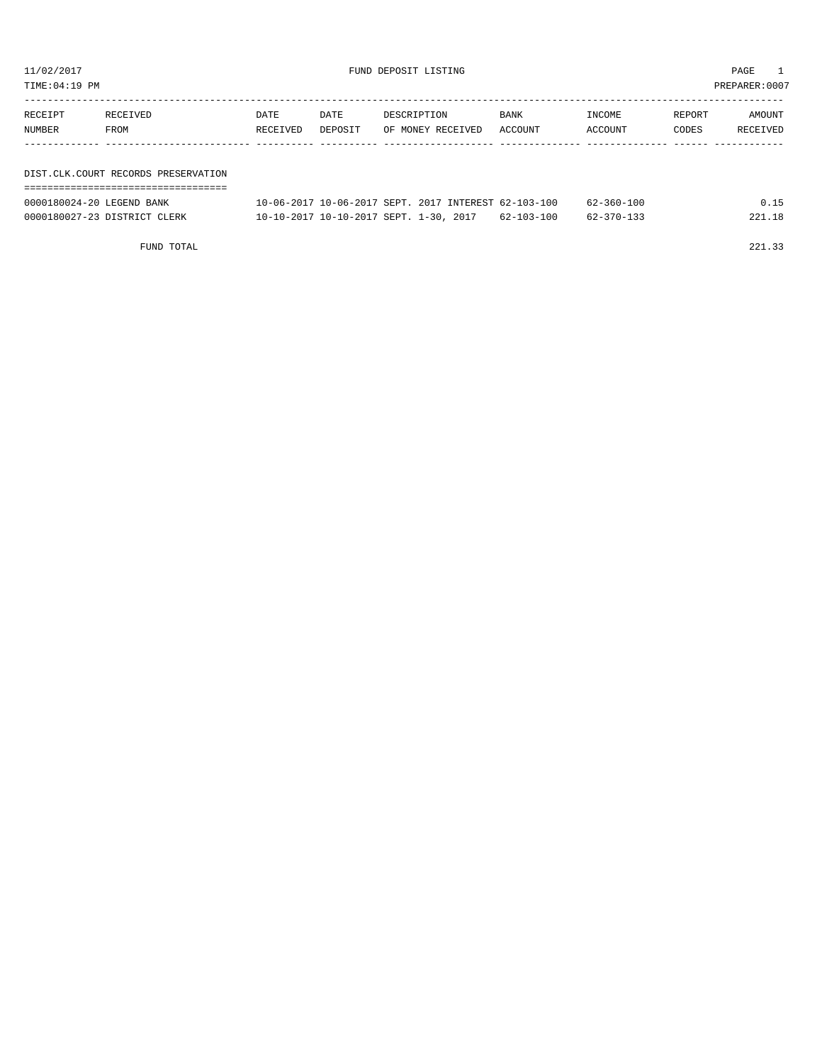11/02/2017 FUND DEPOSIT LISTING PAGE 1

TIME:04:19 PM PREPARER:0007

| RECEIPT NUMBER | RECEIVED FROM | DATE RECEIVED | DATE DEPOSIT | DESCRIPTION OF MONEY RECEIVED | BANK ACCOUNT | INCOME ACCOUNT | REPORT CODES | AMOUNT RECEIVED |
|---|---|---|---|---|---|---|---|---|
| **DIST.CLK.COURT RECORDS PRESERVATION** | | | | | | | | |
| 0000180024-20 | LEGEND BANK | 10-06-2017 | 10-06-2017 | SEPT. 2017 INTEREST | 62-103-100 | 62-360-100 | | 0.15 |
| 0000180027-23 | DISTRICT CLERK | 10-10-2017 | 10-10-2017 | SEPT. 1-30, 2017 | 62-103-100 | 62-370-133 | | 221.18 |
| | FUND TOTAL | | | | | | | 221.33 |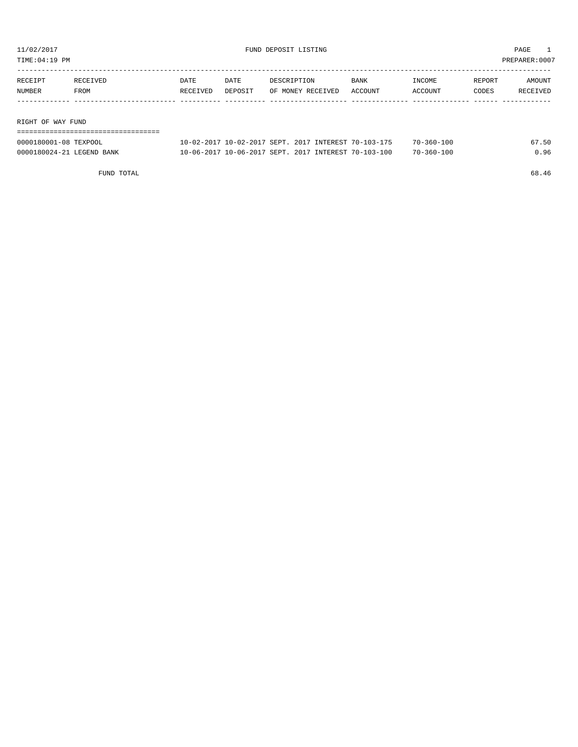11/02/2017 FUND DEPOSIT LISTING PAGE 1

TIME:04:19 PM PREPARER:0007

| RECEIPT NUMBER | RECEIVED FROM | DATE RECEIVED | DATE DEPOSIT | DESCRIPTION OF MONEY RECEIVED | BANK ACCOUNT | INCOME ACCOUNT | REPORT CODES | AMOUNT RECEIVED |
|---|---|---|---|---|---|---|---|---|
| **RIGHT OF WAY FUND** | | | | | | | | |
| 0000180001-08 | TEXPOOL | 10-02-2017 | 10-02-2017 | SEPT. 2017 INTEREST | 70-103-175 | 70-360-100 | | 67.50 |
| 0000180024-21 | LEGEND BANK | 10-06-2017 | 10-06-2017 | SEPT. 2017 INTEREST | 70-103-100 | 70-360-100 | | 0.96 |
| | FUND TOTAL | | | | | | | 68.46 |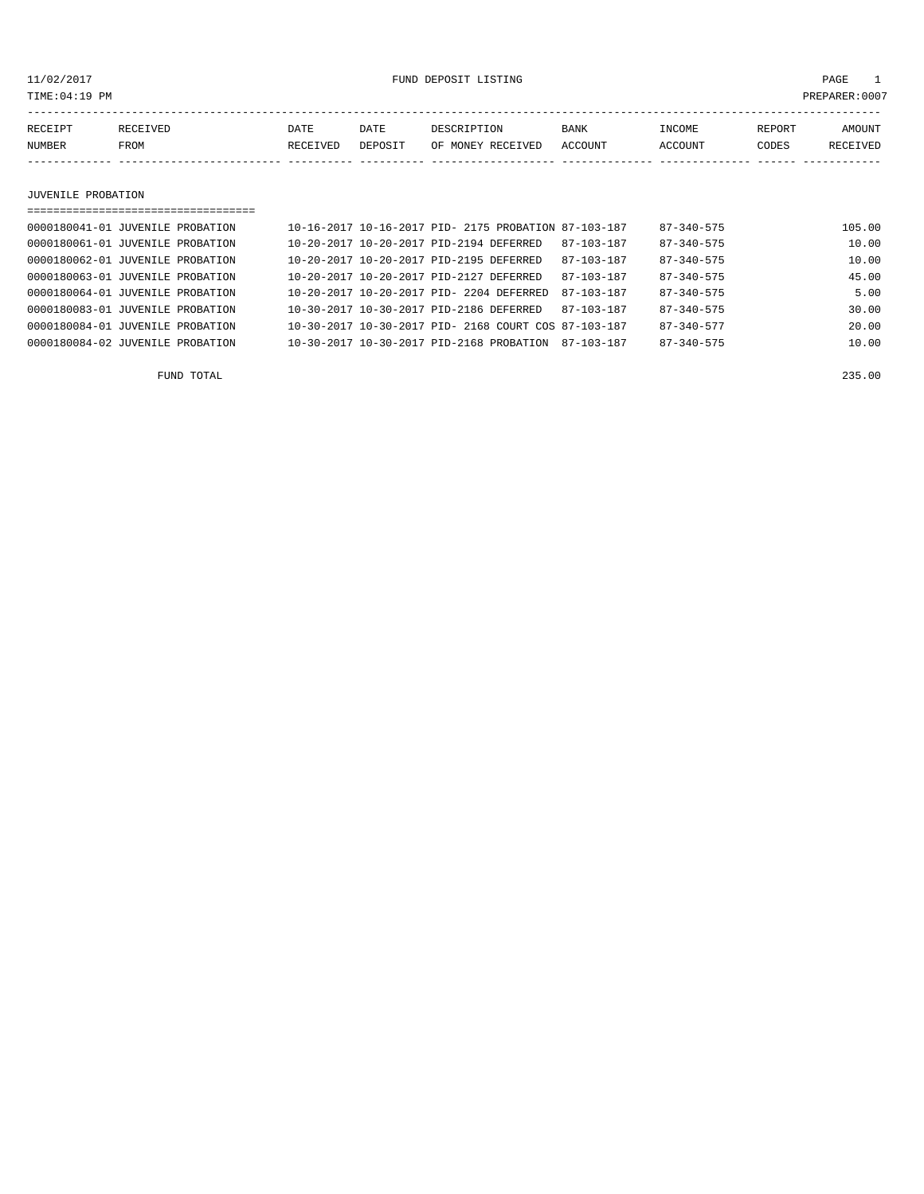11/02/2017 FUND DEPOSIT LISTING PAGE 1

TIME:04:19 PM PREPARER:0007

| RECEIPT NUMBER | RECEIVED FROM | DATE RECEIVED | DATE DEPOSIT | DESCRIPTION OF MONEY RECEIVED | BANK ACCOUNT | INCOME ACCOUNT | REPORT CODES | AMOUNT RECEIVED |
|---|---|---|---|---|---|---|---|---|
| **JUVENILE PROBATION** | | | | | | | | |
| 0000180041-01 | JUVENILE PROBATION | 10-16-2017 | 10-16-2017 | PID- 2175 PROBATION | 87-103-187 | 87-340-575 | | 105.00 |
| 0000180061-01 | JUVENILE PROBATION | 10-20-2017 | 10-20-2017 | PID-2194 DEFERRED | 87-103-187 | 87-340-575 | | 10.00 |
| 0000180062-01 | JUVENILE PROBATION | 10-20-2017 | 10-20-2017 | PID-2195 DEFERRED | 87-103-187 | 87-340-575 | | 10.00 |
| 0000180063-01 | JUVENILE PROBATION | 10-20-2017 | 10-20-2017 | PID-2127 DEFERRED | 87-103-187 | 87-340-575 | | 45.00 |
| 0000180064-01 | JUVENILE PROBATION | 10-20-2017 | 10-20-2017 | PID- 2204 DEFERRED | 87-103-187 | 87-340-575 | | 5.00 |
| 0000180083-01 | JUVENILE PROBATION | 10-30-2017 | 10-30-2017 | PID-2186 DEFERRED | 87-103-187 | 87-340-575 | | 30.00 |
| 0000180084-01 | JUVENILE PROBATION | 10-30-2017 | 10-30-2017 | PID- 2168 COURT COS | 87-103-187 | 87-340-577 | | 20.00 |
| 0000180084-02 | JUVENILE PROBATION | 10-30-2017 | 10-30-2017 | PID-2168 PROBATION | 87-103-187 | 87-340-575 | | 10.00 |
| | FUND TOTAL | | | | | | | 235.00 |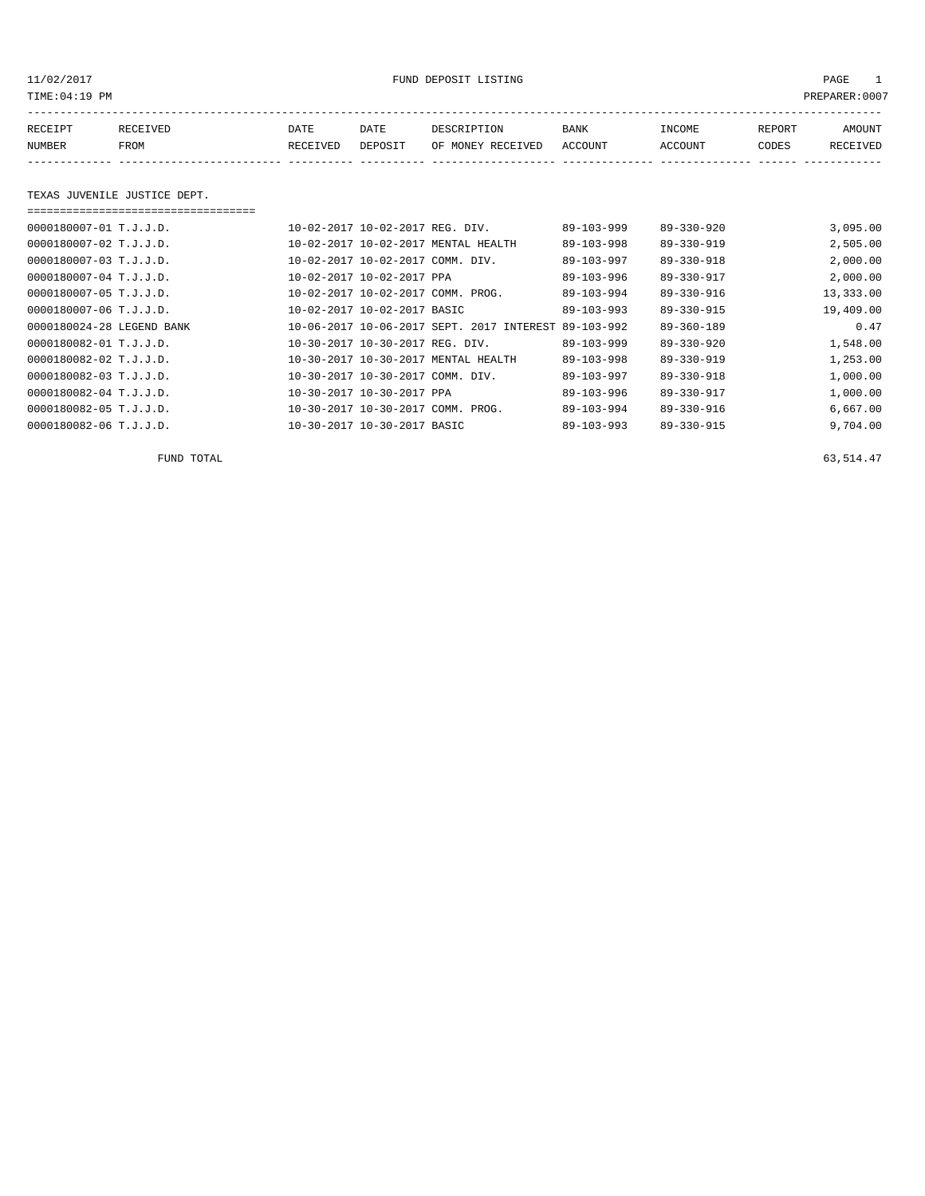11/02/2017 FUND DEPOSIT LISTING

TIME:04:19 PM PREPARER:0007

| RECEIPT NUMBER | RECEIVED FROM | DATE RECEIVED | DATE DEPOSIT | DESCRIPTION OF MONEY RECEIVED | BANK ACCOUNT | INCOME ACCOUNT | REPORT CODES | AMOUNT RECEIVED |
|---|---|---|---|---|---|---|---|---|

TEXAS JUVENILE JUSTICE DEPT.

| RECEIPT NUMBER | RECEIVED FROM | DATE RECEIVED | DATE DEPOSIT | DESCRIPTION OF MONEY RECEIVED | BANK ACCOUNT | INCOME ACCOUNT | REPORT CODES | AMOUNT RECEIVED |
|---|---|---|---|---|---|---|---|---|
| 0000180007-01 | T.J.J.D. | 10-02-2017 | 10-02-2017 | REG. DIV. | 89-103-999 | 89-330-920 | | 3,095.00 |
| 0000180007-02 | T.J.J.D. | 10-02-2017 | 10-02-2017 | MENTAL HEALTH | 89-103-998 | 89-330-919 | | 2,505.00 |
| 0000180007-03 | T.J.J.D. | 10-02-2017 | 10-02-2017 | COMM. DIV. | 89-103-997 | 89-330-918 | | 2,000.00 |
| 0000180007-04 | T.J.J.D. | 10-02-2017 | 10-02-2017 | PPA | 89-103-996 | 89-330-917 | | 2,000.00 |
| 0000180007-05 | T.J.J.D. | 10-02-2017 | 10-02-2017 | COMM. PROG. | 89-103-994 | 89-330-916 | | 13,333.00 |
| 0000180007-06 | T.J.J.D. | 10-02-2017 | 10-02-2017 | BASIC | 89-103-993 | 89-330-915 | | 19,409.00 |
| 0000180024-28 | LEGEND BANK | 10-06-2017 | 10-06-2017 | SEPT. 2017 INTEREST | 89-103-992 | 89-360-189 | | 0.47 |
| 0000180082-01 | T.J.J.D. | 10-30-2017 | 10-30-2017 | REG. DIV. | 89-103-999 | 89-330-920 | | 1,548.00 |
| 0000180082-02 | T.J.J.D. | 10-30-2017 | 10-30-2017 | MENTAL HEALTH | 89-103-998 | 89-330-919 | | 1,253.00 |
| 0000180082-03 | T.J.J.D. | 10-30-2017 | 10-30-2017 | COMM. DIV. | 89-103-997 | 89-330-918 | | 1,000.00 |
| 0000180082-04 | T.J.J.D. | 10-30-2017 | 10-30-2017 | PPA | 89-103-996 | 89-330-917 | | 1,000.00 |
| 0000180082-05 | T.J.J.D. | 10-30-2017 | 10-30-2017 | COMM. PROG. | 89-103-994 | 89-330-916 | | 6,667.00 |
| 0000180082-06 | T.J.J.D. | 10-30-2017 | 10-30-2017 | BASIC | 89-103-993 | 89-330-915 | | 9,704.00 |

FUND TOTAL 63,514.47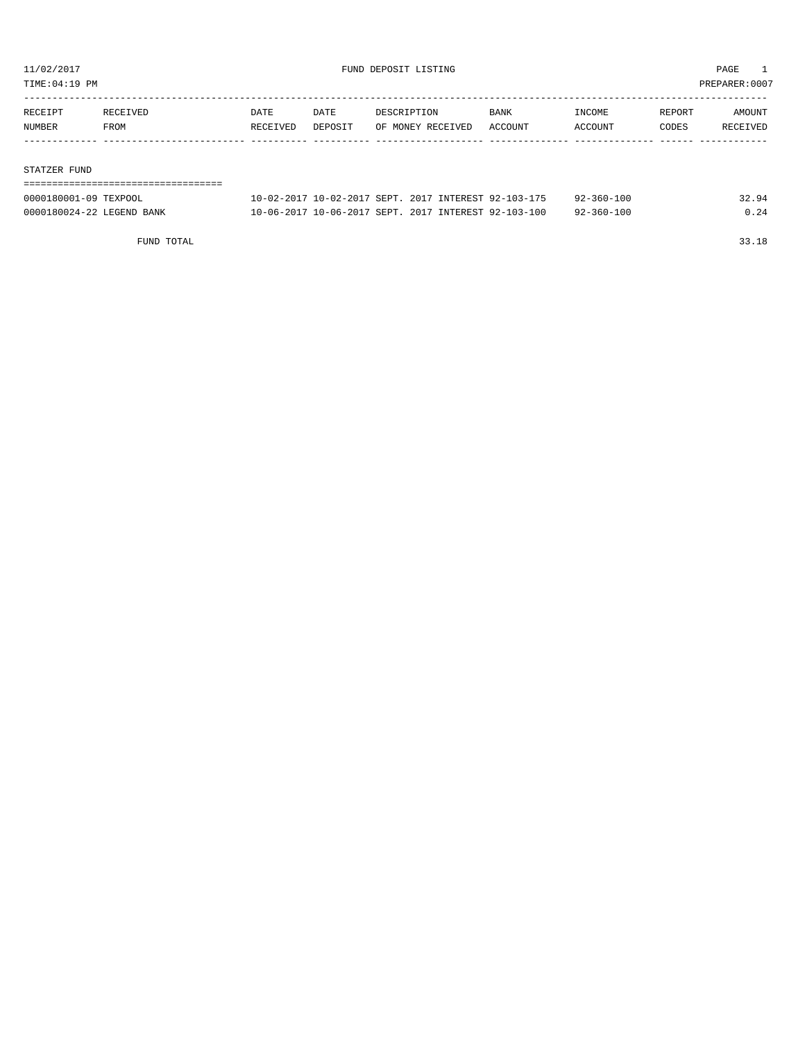11/02/2017 FUND DEPOSIT LISTING
TIME:04:19 PM PREPARER:0007

| RECEIPT NUMBER | RECEIVED FROM | DATE RECEIVED | DATE DEPOSIT | DESCRIPTION OF MONEY RECEIVED | BANK ACCOUNT | INCOME ACCOUNT | REPORT CODES | AMOUNT RECEIVED |
|---|---|---|---|---|---|---|---|---|
| **STATZER FUND** | | | | | | | | |
| 0000180001-09 | TEXPOOL | 10-02-2017 | 10-02-2017 | SEPT. 2017 INTEREST | 92-103-175 | 92-360-100 | | 32.94 |
| 0000180024-22 | LEGEND BANK | 10-06-2017 | 10-06-2017 | SEPT. 2017 INTEREST | 92-103-100 | 92-360-100 | | 0.24 |
| | FUND TOTAL | | | | | | | 33.18 |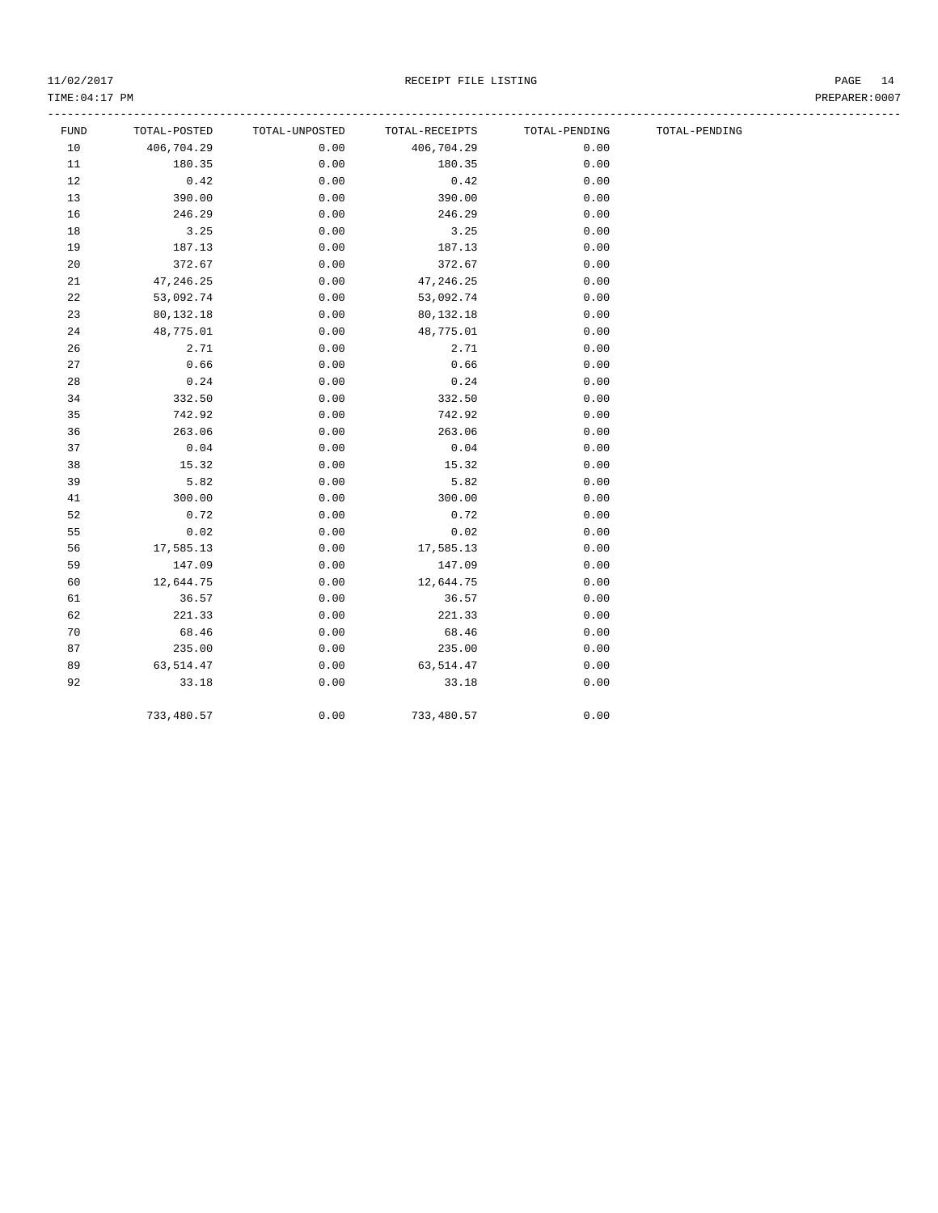| FUND | TOTAL-POSTED | TOTAL-UNPOSTED | TOTAL-RECEIPTS | TOTAL-PENDING | TOTAL-PENDING |
|---|---|---|---|---|---|
| 10 | 406,704.29 | 0.00 | 406,704.29 | 0.00 | |
| 11 | 180.35 | 0.00 | 180.35 | 0.00 | |
| 12 | 0.42 | 0.00 | 0.42 | 0.00 | |
| 13 | 390.00 | 0.00 | 390.00 | 0.00 | |
| 16 | 246.29 | 0.00 | 246.29 | 0.00 | |
| 18 | 3.25 | 0.00 | 3.25 | 0.00 | |
| 19 | 187.13 | 0.00 | 187.13 | 0.00 | |
| 20 | 372.67 | 0.00 | 372.67 | 0.00 | |
| 21 | 47,246.25 | 0.00 | 47,246.25 | 0.00 | |
| 22 | 53,092.74 | 0.00 | 53,092.74 | 0.00 | |
| 23 | 80,132.18 | 0.00 | 80,132.18 | 0.00 | |
| 24 | 48,775.01 | 0.00 | 48,775.01 | 0.00 | |
| 26 | 2.71 | 0.00 | 2.71 | 0.00 | |
| 27 | 0.66 | 0.00 | 0.66 | 0.00 | |
| 28 | 0.24 | 0.00 | 0.24 | 0.00 | |
| 34 | 332.50 | 0.00 | 332.50 | 0.00 | |
| 35 | 742.92 | 0.00 | 742.92 | 0.00 | |
| 36 | 263.06 | 0.00 | 263.06 | 0.00 | |
| 37 | 0.04 | 0.00 | 0.04 | 0.00 | |
| 38 | 15.32 | 0.00 | 15.32 | 0.00 | |
| 39 | 5.82 | 0.00 | 5.82 | 0.00 | |
| 41 | 300.00 | 0.00 | 300.00 | 0.00 | |
| 52 | 0.72 | 0.00 | 0.72 | 0.00 | |
| 55 | 0.02 | 0.00 | 0.02 | 0.00 | |
| 56 | 17,585.13 | 0.00 | 17,585.13 | 0.00 | |
| 59 | 147.09 | 0.00 | 147.09 | 0.00 | |
| 60 | 12,644.75 | 0.00 | 12,644.75 | 0.00 | |
| 61 | 36.57 | 0.00 | 36.57 | 0.00 | |
| 62 | 221.33 | 0.00 | 221.33 | 0.00 | |
| 70 | 68.46 | 0.00 | 68.46 | 0.00 | |
| 87 | 235.00 | 0.00 | 235.00 | 0.00 | |
| 89 | 63,514.47 | 0.00 | 63,514.47 | 0.00 | |
| 92 | 33.18 | 0.00 | 33.18 | 0.00 | |
| | 733,480.57 | 0.00 | 733,480.57 | 0.00 | |